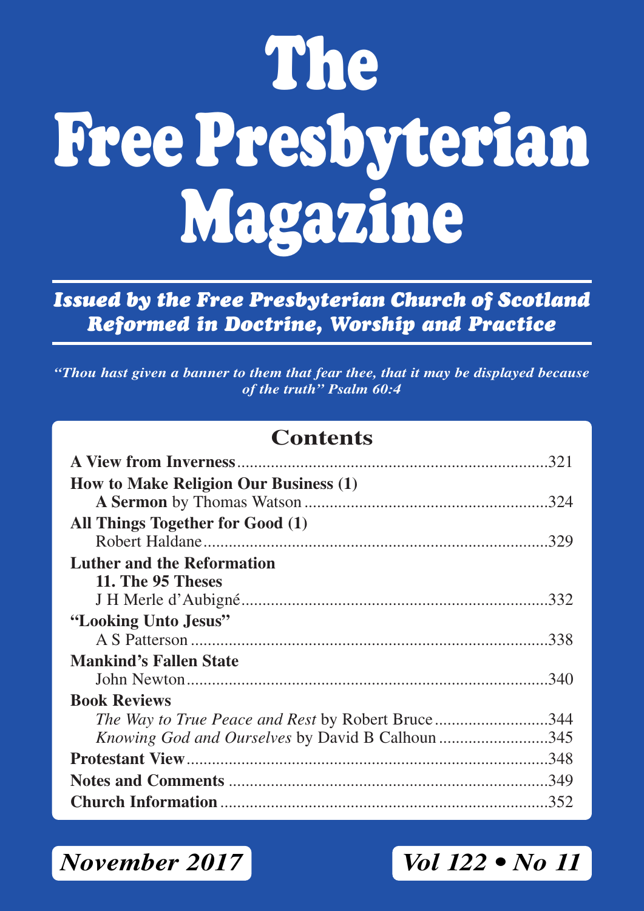# The Free Presbyterian Magazine

***Issued by the Free Presbyterian Church of Scotland***
***Reformed in Doctrine, Worship and Practice***

***"Thou hast given a banner to them that fear thee, that it may be displayed because of the truth" Psalm 60:4***

## Contents

**A View from Inverness** .......... 321

**How to Make Religion Our Business (1)**
**A Sermon** by Thomas Watson .......... 324

**All Things Together for Good (1)**
Robert Haldane .......... 329

**Luther and the Reformation**
**11. The 95 Theses**
J H Merle d'Aubigné .......... 332

**"Looking Unto Jesus"**
A S Patterson .......... 338

**Mankind's Fallen State**
John Newton .......... 340

**Book Reviews**
*The Way to True Peace and Rest* by Robert Bruce .......... 344
*Knowing God and Ourselves* by David B Calhoun .......... 345

**Protestant View** .......... 348

**Notes and Comments** .......... 349

**Church Information** .......... 352

***November 2017*** ***Vol 122 • No 11***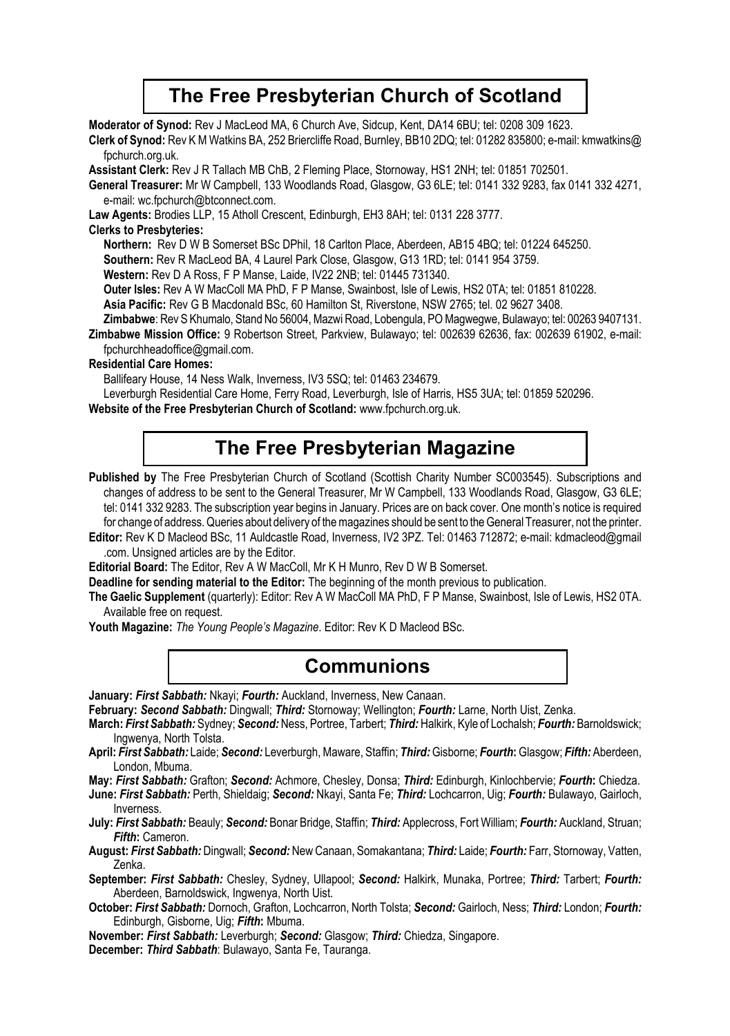## The Free Presbyterian Church of Scotland

**Moderator of Synod:** Rev J MacLeod MA, 6 Church Ave, Sidcup, Kent, DA14 6BU; tel: 0208 309 1623.

**Clerk of Synod:** Rev K M Watkins BA, 252 Briercliffe Road, Burnley, BB10 2DQ; tel: 01282 835800; e-mail: kmwatkins@fpchurch.org.uk.

**Assistant Clerk:** Rev J R Tallach MB ChB, 2 Fleming Place, Stornoway, HS1 2NH; tel: 01851 702501.

**General Treasurer:** Mr W Campbell, 133 Woodlands Road, Glasgow, G3 6LE; tel: 0141 332 9283, fax 0141 332 4271, e-mail: wc.fpchurch@btconnect.com.

**Law Agents:** Brodies LLP, 15 Atholl Crescent, Edinburgh, EH3 8AH; tel: 0131 228 3777.

**Clerks to Presbyteries:**

**Northern:** Rev D W B Somerset BSc DPhil, 18 Carlton Place, Aberdeen, AB15 4BQ; tel: 01224 645250.

**Southern:** Rev R MacLeod BA, 4 Laurel Park Close, Glasgow, G13 1RD; tel: 0141 954 3759.

**Western:** Rev D A Ross, F P Manse, Laide, IV22 2NB; tel: 01445 731340.

**Outer Isles:** Rev A W MacColl MA PhD, F P Manse, Swainbost, Isle of Lewis, HS2 0TA; tel: 01851 810228.

**Asia Pacific:** Rev G B Macdonald BSc, 60 Hamilton St, Riverstone, NSW 2765; tel. 02 9627 3408.

**Zimbabwe**: Rev S Khumalo, Stand No 56004, Mazwi Road, Lobengula, PO Magwegwe, Bulawayo; tel: 00263 9407131.

**Zimbabwe Mission Office:** 9 Robertson Street, Parkview, Bulawayo; tel: 002639 62636, fax: 002639 61902, e-mail: fpchurchheadoffice@gmail.com.

**Residential Care Homes:**

Ballifeary House, 14 Ness Walk, Inverness, IV3 5SQ; tel: 01463 234679.

Leverburgh Residential Care Home, Ferry Road, Leverburgh, Isle of Harris, HS5 3UA; tel: 01859 520296.

**Website of the Free Presbyterian Church of Scotland:** www.fpchurch.org.uk.

## The Free Presbyterian Magazine

**Published by** The Free Presbyterian Church of Scotland (Scottish Charity Number SC003545). Subscriptions and changes of address to be sent to the General Treasurer, Mr W Campbell, 133 Woodlands Road, Glasgow, G3 6LE; tel: 0141 332 9283. The subscription year begins in January. Prices are on back cover. One month's notice is required for change of address. Queries about delivery of the magazines should be sent to the General Treasurer, not the printer.

**Editor:** Rev K D Macleod BSc, 11 Auldcastle Road, Inverness, IV2 3PZ. Tel: 01463 712872; e-mail: kdmacleod@gmail.com. Unsigned articles are by the Editor.

**Editorial Board:** The Editor, Rev A W MacColl, Mr K H Munro, Rev D W B Somerset.

**Deadline for sending material to the Editor:** The beginning of the month previous to publication.

**The Gaelic Supplement** (quarterly): Editor: Rev A W MacColl MA PhD, F P Manse, Swainbost, Isle of Lewis, HS2 0TA. Available free on request.

**Youth Magazine:** *The Young People's Magazine*. Editor: Rev K D Macleod BSc.

## Communions

**January:** ***First Sabbath:*** Nkayi; ***Fourth:*** Auckland, Inverness, New Canaan.

**February:** ***Second Sabbath:*** Dingwall; ***Third:*** Stornoway; Wellington; ***Fourth:*** Larne, North Uist, Zenka.

**March:** ***First Sabbath:*** Sydney; ***Second:*** Ness, Portree, Tarbert; ***Third:*** Halkirk, Kyle of Lochalsh; ***Fourth:*** Barnoldswick; Ingwenya, North Tolsta.

**April:** ***First Sabbath:*** Laide; ***Second:*** Leverburgh, Maware, Staffin; ***Third:*** Gisborne; ***Fourth*:** Glasgow; ***Fifth:*** Aberdeen, London, Mbuma.

**May:** ***First Sabbath:*** Grafton; ***Second:*** Achmore, Chesley, Donsa; ***Third:*** Edinburgh, Kinlochbervie; ***Fourth*:** Chiedza.

**June:** ***First Sabbath:*** Perth, Shieldaig; ***Second:*** Nkayi, Santa Fe; ***Third:*** Lochcarron, Uig; ***Fourth:*** Bulawayo, Gairloch, Inverness.

**July:** ***First Sabbath:*** Beauly; ***Second:*** Bonar Bridge, Staffin; ***Third:*** Applecross, Fort William; ***Fourth:*** Auckland, Struan; ***Fifth*:** Cameron.

**August:** ***First Sabbath:*** Dingwall; ***Second:*** New Canaan, Somakantana; ***Third:*** Laide; ***Fourth:*** Farr, Stornoway, Vatten, Zenka.

**September:** ***First Sabbath:*** Chesley, Sydney, Ullapool; ***Second:*** Halkirk, Munaka, Portree; ***Third:*** Tarbert; ***Fourth:*** Aberdeen, Barnoldswick, Ingwenya, North Uist.

**October:** ***First Sabbath:*** Dornoch, Grafton, Lochcarron, North Tolsta; ***Second:*** Gairloch, Ness; ***Third:*** London; ***Fourth:*** Edinburgh, Gisborne, Uig; ***Fifth:*** Mbuma.

**November:** ***First Sabbath:*** Leverburgh; ***Second:*** Glasgow; ***Third:*** Chiedza, Singapore.

**December:** ***Third Sabbath***: Bulawayo, Santa Fe, Tauranga.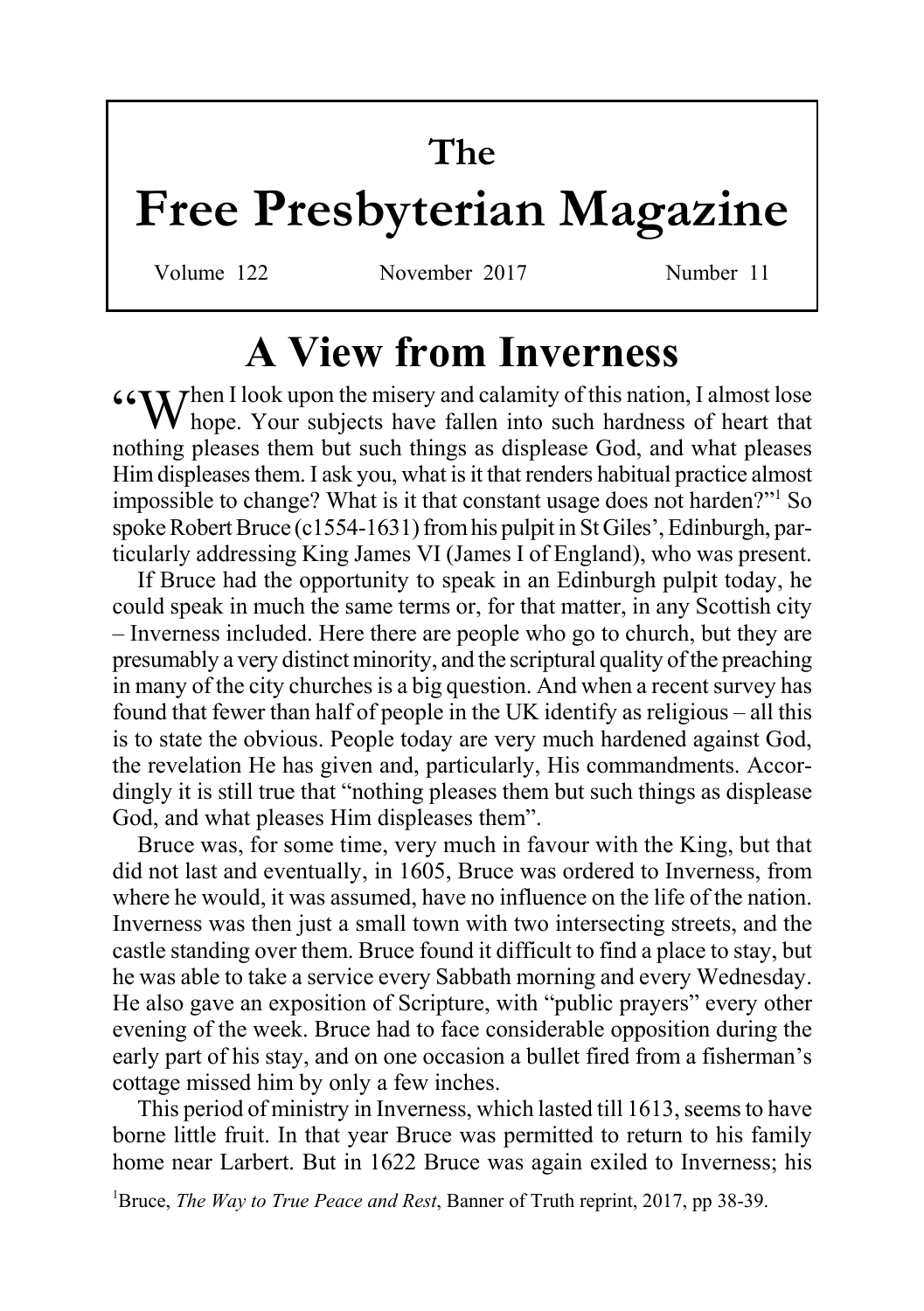# The Free Presbyterian Magazine

Volume 122 November 2017 Number 11

## A View from Inverness

"When I look upon the misery and calamity of this nation, I almost lose hope. Your subjects have fallen into such hardness of heart that nothing pleases them but such things as displease God, and what pleases Him displeases them. I ask you, what is it that renders habitual practice almost impossible to change? What is it that constant usage does not harden?"[1] So spoke Robert Bruce (c1554-1631) from his pulpit in St Giles', Edinburgh, particularly addressing King James VI (James I of England), who was present.

If Bruce had the opportunity to speak in an Edinburgh pulpit today, he could speak in much the same terms or, for that matter, in any Scottish city – Inverness included. Here there are people who go to church, but they are presumably a very distinct minority, and the scriptural quality of the preaching in many of the city churches is a big question. And when a recent survey has found that fewer than half of people in the UK identify as religious – all this is to state the obvious. People today are very much hardened against God, the revelation He has given and, particularly, His commandments. Accordingly it is still true that "nothing pleases them but such things as displease God, and what pleases Him displeases them".

Bruce was, for some time, very much in favour with the King, but that did not last and eventually, in 1605, Bruce was ordered to Inverness, from where he would, it was assumed, have no influence on the life of the nation. Inverness was then just a small town with two intersecting streets, and the castle standing over them. Bruce found it difficult to find a place to stay, but he was able to take a service every Sabbath morning and every Wednesday. He also gave an exposition of Scripture, with "public prayers" every other evening of the week. Bruce had to face considerable opposition during the early part of his stay, and on one occasion a bullet fired from a fisherman's cottage missed him by only a few inches.

This period of ministry in Inverness, which lasted till 1613, seems to have borne little fruit. In that year Bruce was permitted to return to his family home near Larbert. But in 1622 Bruce was again exiled to Inverness; his

[1] Bruce, *The Way to True Peace and Rest*, Banner of Truth reprint, 2017, pp 38-39.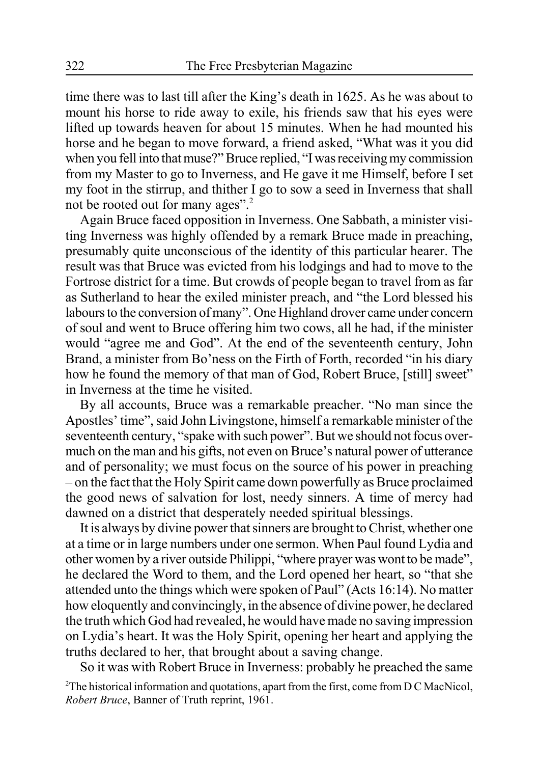time there was to last till after the King's death in 1625. As he was about to mount his horse to ride away to exile, his friends saw that his eyes were lifted up towards heaven for about 15 minutes. When he had mounted his horse and he began to move forward, a friend asked, "What was it you did when you fell into that muse?" Bruce replied, "I was receiving my commission from my Master to go to Inverness, and He gave it me Himself, before I set my foot in the stirrup, and thither I go to sow a seed in Inverness that shall not be rooted out for many ages".[2]

Again Bruce faced opposition in Inverness. One Sabbath, a minister visiting Inverness was highly offended by a remark Bruce made in preaching, presumably quite unconscious of the identity of this particular hearer. The result was that Bruce was evicted from his lodgings and had to move to the Fortrose district for a time. But crowds of people began to travel from as far as Sutherland to hear the exiled minister preach, and "the Lord blessed his labours to the conversion of many". One Highland drover came under concern of soul and went to Bruce offering him two cows, all he had, if the minister would "agree me and God". At the end of the seventeenth century, John Brand, a minister from Bo'ness on the Firth of Forth, recorded "in his diary how he found the memory of that man of God, Robert Bruce, [still] sweet" in Inverness at the time he visited.

By all accounts, Bruce was a remarkable preacher. "No man since the Apostles' time", said John Livingstone, himself a remarkable minister of the seventeenth century, "spake with such power". But we should not focus overmuch on the man and his gifts, not even on Bruce's natural power of utterance and of personality; we must focus on the source of his power in preaching – on the fact that the Holy Spirit came down powerfully as Bruce proclaimed the good news of salvation for lost, needy sinners. A time of mercy had dawned on a district that desperately needed spiritual blessings.

It is always by divine power that sinners are brought to Christ, whether one at a time or in large numbers under one sermon. When Paul found Lydia and other women by a river outside Philippi, "where prayer was wont to be made", he declared the Word to them, and the Lord opened her heart, so "that she attended unto the things which were spoken of Paul" (Acts 16:14). No matter how eloquently and convincingly, in the absence of divine power, he declared the truth which God had revealed, he would have made no saving impression on Lydia's heart. It was the Holy Spirit, opening her heart and applying the truths declared to her, that brought about a saving change.

So it was with Robert Bruce in Inverness: probably he preached the same

[2]The historical information and quotations, apart from the first, come from D C MacNicol, *Robert Bruce*, Banner of Truth reprint, 1961.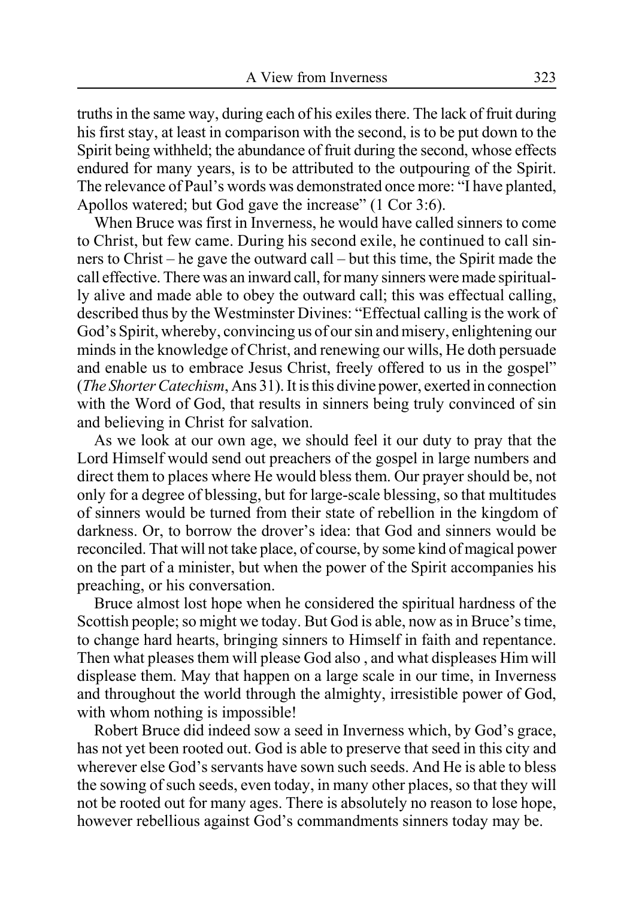truths in the same way, during each of his exiles there. The lack of fruit during his first stay, at least in comparison with the second, is to be put down to the Spirit being withheld; the abundance of fruit during the second, whose effects endured for many years, is to be attributed to the outpouring of the Spirit. The relevance of Paul's words was demonstrated once more: "I have planted, Apollos watered; but God gave the increase" (1 Cor 3:6).

When Bruce was first in Inverness, he would have called sinners to come to Christ, but few came. During his second exile, he continued to call sinners to Christ – he gave the outward call – but this time, the Spirit made the call effective. There was an inward call, for many sinners were made spiritually alive and made able to obey the outward call; this was effectual calling, described thus by the Westminster Divines: "Effectual calling is the work of God's Spirit, whereby, convincing us of our sin and misery, enlightening our minds in the knowledge of Christ, and renewing our wills, He doth persuade and enable us to embrace Jesus Christ, freely offered to us in the gospel" (*The Shorter Catechism*, Ans 31). It is this divine power, exerted in connection with the Word of God, that results in sinners being truly convinced of sin and believing in Christ for salvation.

As we look at our own age, we should feel it our duty to pray that the Lord Himself would send out preachers of the gospel in large numbers and direct them to places where He would bless them. Our prayer should be, not only for a degree of blessing, but for large-scale blessing, so that multitudes of sinners would be turned from their state of rebellion in the kingdom of darkness. Or, to borrow the drover's idea: that God and sinners would be reconciled. That will not take place, of course, by some kind of magical power on the part of a minister, but when the power of the Spirit accompanies his preaching, or his conversation.

Bruce almost lost hope when he considered the spiritual hardness of the Scottish people; so might we today. But God is able, now as in Bruce's time, to change hard hearts, bringing sinners to Himself in faith and repentance. Then what pleases them will please God also , and what displeases Him will displease them. May that happen on a large scale in our time, in Inverness and throughout the world through the almighty, irresistible power of God, with whom nothing is impossible!

Robert Bruce did indeed sow a seed in Inverness which, by God's grace, has not yet been rooted out. God is able to preserve that seed in this city and wherever else God's servants have sown such seeds. And He is able to bless the sowing of such seeds, even today, in many other places, so that they will not be rooted out for many ages. There is absolutely no reason to lose hope, however rebellious against God's commandments sinners today may be.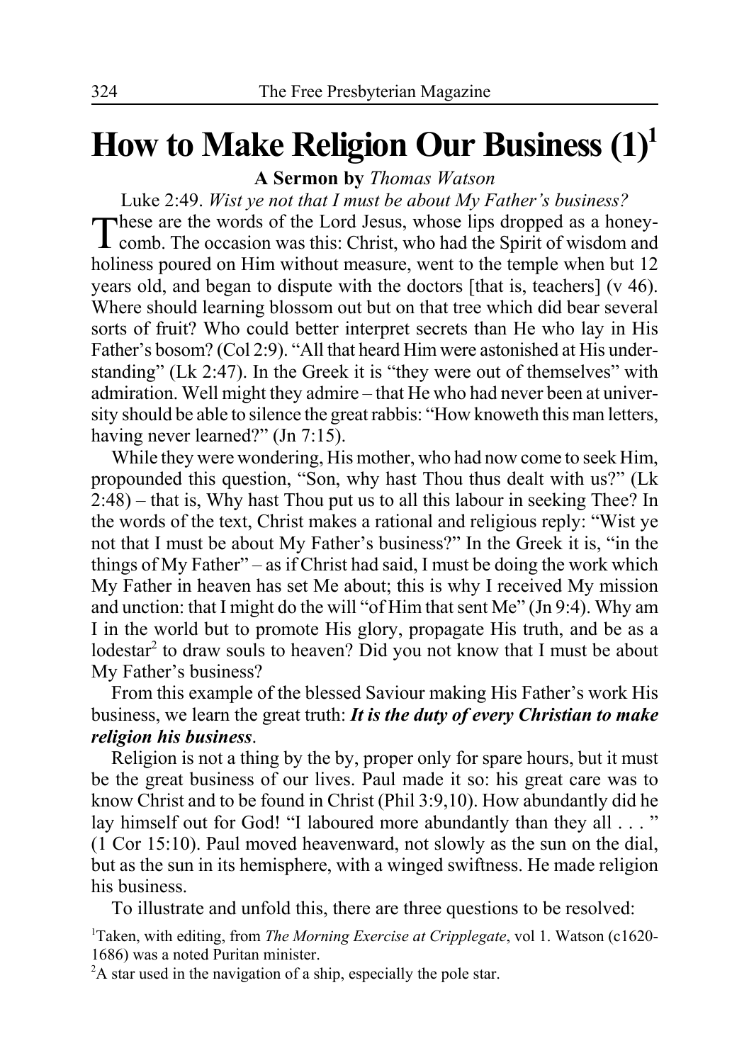# How to Make Religion Our Business (1)[1]

**A Sermon by** *Thomas Watson*

Luke 2:49. *Wist ye not that I must be about My Father's business?*

These are the words of the Lord Jesus, whose lips dropped as a honeycomb. The occasion was this: Christ, who had the Spirit of wisdom and holiness poured on Him without measure, went to the temple when but 12 years old, and began to dispute with the doctors [that is, teachers] (v 46). Where should learning blossom out but on that tree which did bear several sorts of fruit? Who could better interpret secrets than He who lay in His Father's bosom? (Col 2:9). "All that heard Him were astonished at His understanding" (Lk 2:47). In the Greek it is "they were out of themselves" with admiration. Well might they admire – that He who had never been at university should be able to silence the great rabbis: "How knoweth this man letters, having never learned?" (Jn 7:15).

While they were wondering, His mother, who had now come to seek Him, propounded this question, "Son, why hast Thou thus dealt with us?" (Lk 2:48) – that is, Why hast Thou put us to all this labour in seeking Thee? In the words of the text, Christ makes a rational and religious reply: "Wist ye not that I must be about My Father's business?" In the Greek it is, "in the things of My Father" – as if Christ had said, I must be doing the work which My Father in heaven has set Me about; this is why I received My mission and unction: that I might do the will "of Him that sent Me" (Jn 9:4). Why am I in the world but to promote His glory, propagate His truth, and be as a lodestar[2] to draw souls to heaven? Did you not know that I must be about My Father's business?

From this example of the blessed Saviour making His Father's work His business, we learn the great truth: ***It is the duty of every Christian to make religion his business***.

Religion is not a thing by the by, proper only for spare hours, but it must be the great business of our lives. Paul made it so: his great care was to know Christ and to be found in Christ (Phil 3:9,10). How abundantly did he lay himself out for God! "I laboured more abundantly than they all . . . " (1 Cor 15:10). Paul moved heavenward, not slowly as the sun on the dial, but as the sun in its hemisphere, with a winged swiftness. He made religion his business.

To illustrate and unfold this, there are three questions to be resolved:

[1]Taken, with editing, from *The Morning Exercise at Cripplegate*, vol 1. Watson (c1620-1686) was a noted Puritan minister.

[2]A star used in the navigation of a ship, especially the pole star.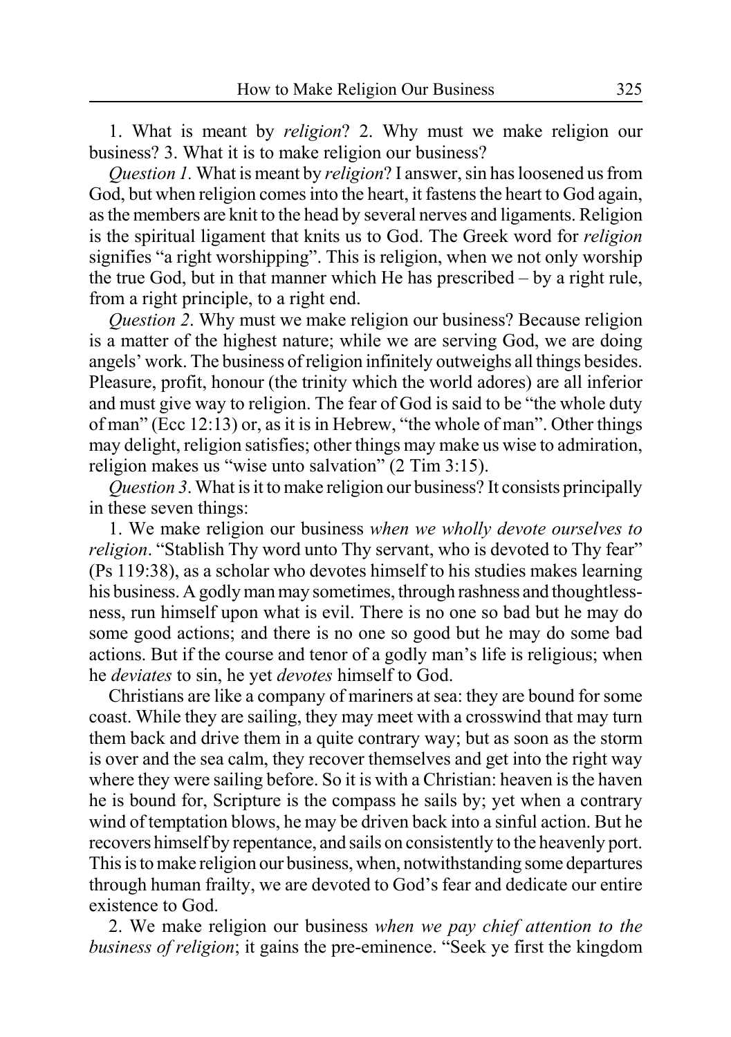1. What is meant by *religion*? 2. Why must we make religion our business? 3. What it is to make religion our business?

*Question 1.* What is meant by *religion*? I answer, sin has loosened us from God, but when religion comes into the heart, it fastens the heart to God again, as the members are knit to the head by several nerves and ligaments. Religion is the spiritual ligament that knits us to God. The Greek word for *religion* signifies "a right worshipping". This is religion, when we not only worship the true God, but in that manner which He has prescribed – by a right rule, from a right principle, to a right end.

*Question 2*. Why must we make religion our business? Because religion is a matter of the highest nature; while we are serving God, we are doing angels' work. The business of religion infinitely outweighs all things besides. Pleasure, profit, honour (the trinity which the world adores) are all inferior and must give way to religion. The fear of God is said to be "the whole duty of man" (Ecc 12:13) or, as it is in Hebrew, "the whole of man". Other things may delight, religion satisfies; other things may make us wise to admiration, religion makes us "wise unto salvation" (2 Tim 3:15).

*Question 3*. What is it to make religion our business? It consists principally in these seven things:

1. We make religion our business *when we wholly devote ourselves to religion*. "Stablish Thy word unto Thy servant, who is devoted to Thy fear" (Ps 119:38), as a scholar who devotes himself to his studies makes learning his business. A godly man may sometimes, through rashness and thoughtlessness, run himself upon what is evil. There is no one so bad but he may do some good actions; and there is no one so good but he may do some bad actions. But if the course and tenor of a godly man's life is religious; when he *deviates* to sin, he yet *devotes* himself to God.

Christians are like a company of mariners at sea: they are bound for some coast. While they are sailing, they may meet with a crosswind that may turn them back and drive them in a quite contrary way; but as soon as the storm is over and the sea calm, they recover themselves and get into the right way where they were sailing before. So it is with a Christian: heaven is the haven he is bound for, Scripture is the compass he sails by; yet when a contrary wind of temptation blows, he may be driven back into a sinful action. But he recovers himself by repentance, and sails on consistently to the heavenly port. This is to make religion our business, when, notwithstanding some departures through human frailty, we are devoted to God's fear and dedicate our entire existence to God.

2. We make religion our business *when we pay chief attention to the business of religion*; it gains the pre-eminence. "Seek ye first the kingdom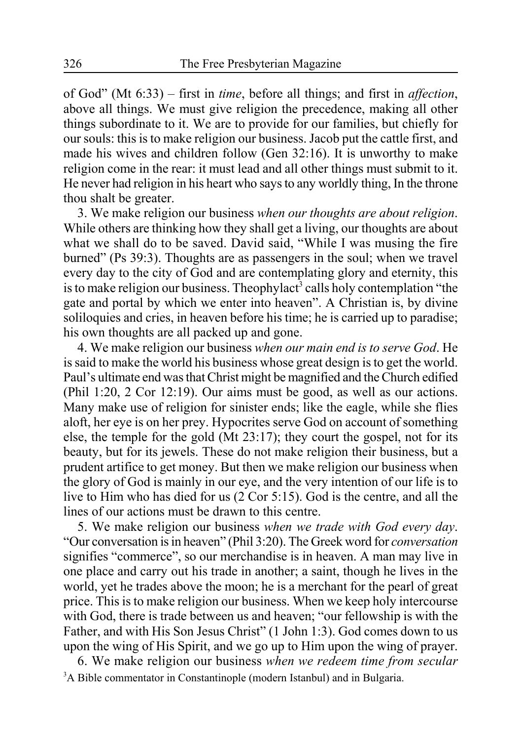of God" (Mt 6:33) – first in *time*, before all things; and first in *affection*, above all things. We must give religion the precedence, making all other things subordinate to it. We are to provide for our families, but chiefly for our souls: this is to make religion our business. Jacob put the cattle first, and made his wives and children follow (Gen 32:16). It is unworthy to make religion come in the rear: it must lead and all other things must submit to it. He never had religion in his heart who says to any worldly thing, In the throne thou shalt be greater.

3. We make religion our business *when our thoughts are about religion*. While others are thinking how they shall get a living, our thoughts are about what we shall do to be saved. David said, "While I was musing the fire burned" (Ps 39:3). Thoughts are as passengers in the soul; when we travel every day to the city of God and are contemplating glory and eternity, this is to make religion our business. Theophylact[3] calls holy contemplation "the gate and portal by which we enter into heaven". A Christian is, by divine soliloquies and cries, in heaven before his time; he is carried up to paradise; his own thoughts are all packed up and gone.

4. We make religion our business *when our main end is to serve God*. He is said to make the world his business whose great design is to get the world. Paul's ultimate end was that Christ might be magnified and the Church edified (Phil 1:20, 2 Cor 12:19). Our aims must be good, as well as our actions. Many make use of religion for sinister ends; like the eagle, while she flies aloft, her eye is on her prey. Hypocrites serve God on account of something else, the temple for the gold (Mt 23:17); they court the gospel, not for its beauty, but for its jewels. These do not make religion their business, but a prudent artifice to get money. But then we make religion our business when the glory of God is mainly in our eye, and the very intention of our life is to live to Him who has died for us (2 Cor 5:15). God is the centre, and all the lines of our actions must be drawn to this centre.

5. We make religion our business *when we trade with God every day*. "Our conversation is in heaven" (Phil 3:20). The Greek word for *conversation* signifies "commerce", so our merchandise is in heaven. A man may live in one place and carry out his trade in another; a saint, though he lives in the world, yet he trades above the moon; he is a merchant for the pearl of great price. This is to make religion our business. When we keep holy intercourse with God, there is trade between us and heaven; "our fellowship is with the Father, and with His Son Jesus Christ" (1 John 1:3). God comes down to us upon the wing of His Spirit, and we go up to Him upon the wing of prayer.

6. We make religion our business *when we redeem time from secular*

[3]A Bible commentator in Constantinople (modern Istanbul) and in Bulgaria.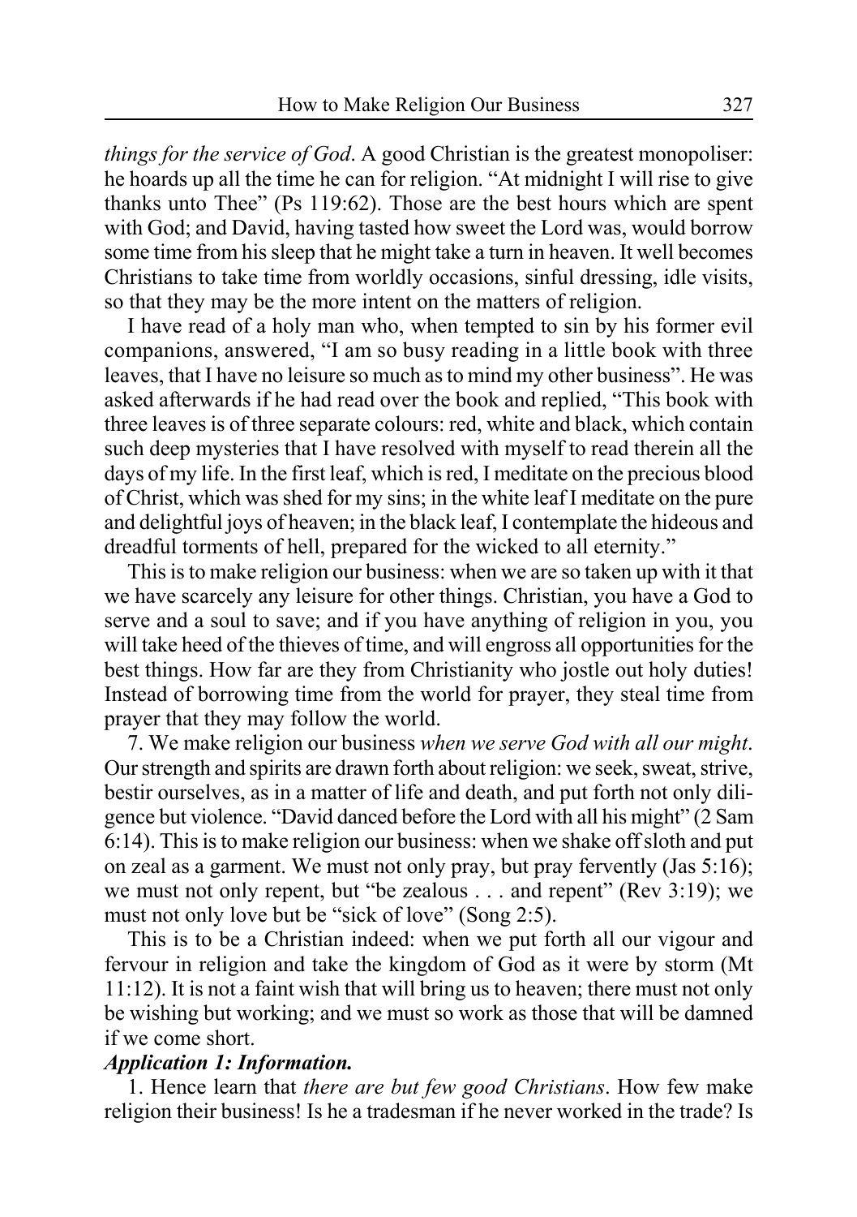*things for the service of God*. A good Christian is the greatest monopoliser: he hoards up all the time he can for religion. "At midnight I will rise to give thanks unto Thee" (Ps 119:62). Those are the best hours which are spent with God; and David, having tasted how sweet the Lord was, would borrow some time from his sleep that he might take a turn in heaven. It well becomes Christians to take time from worldly occasions, sinful dressing, idle visits, so that they may be the more intent on the matters of religion.

I have read of a holy man who, when tempted to sin by his former evil companions, answered, "I am so busy reading in a little book with three leaves, that I have no leisure so much as to mind my other business". He was asked afterwards if he had read over the book and replied, "This book with three leaves is of three separate colours: red, white and black, which contain such deep mysteries that I have resolved with myself to read therein all the days of my life. In the first leaf, which is red, I meditate on the precious blood of Christ, which was shed for my sins; in the white leaf I meditate on the pure and delightful joys of heaven; in the black leaf, I contemplate the hideous and dreadful torments of hell, prepared for the wicked to all eternity."

This is to make religion our business: when we are so taken up with it that we have scarcely any leisure for other things. Christian, you have a God to serve and a soul to save; and if you have anything of religion in you, you will take heed of the thieves of time, and will engross all opportunities for the best things. How far are they from Christianity who jostle out holy duties! Instead of borrowing time from the world for prayer, they steal time from prayer that they may follow the world.

7. We make religion our business *when we serve God with all our might*. Our strength and spirits are drawn forth about religion: we seek, sweat, strive, bestir ourselves, as in a matter of life and death, and put forth not only diligence but violence. "David danced before the Lord with all his might" (2 Sam 6:14). This is to make religion our business: when we shake off sloth and put on zeal as a garment. We must not only pray, but pray fervently (Jas 5:16); we must not only repent, but "be zealous . . . and repent" (Rev 3:19); we must not only love but be "sick of love" (Song 2:5).

This is to be a Christian indeed: when we put forth all our vigour and fervour in religion and take the kingdom of God as it were by storm (Mt 11:12). It is not a faint wish that will bring us to heaven; there must not only be wishing but working; and we must so work as those that will be damned if we come short.

***Application 1: Information.***

1. Hence learn that *there are but few good Christians*. How few make religion their business! Is he a tradesman if he never worked in the trade? Is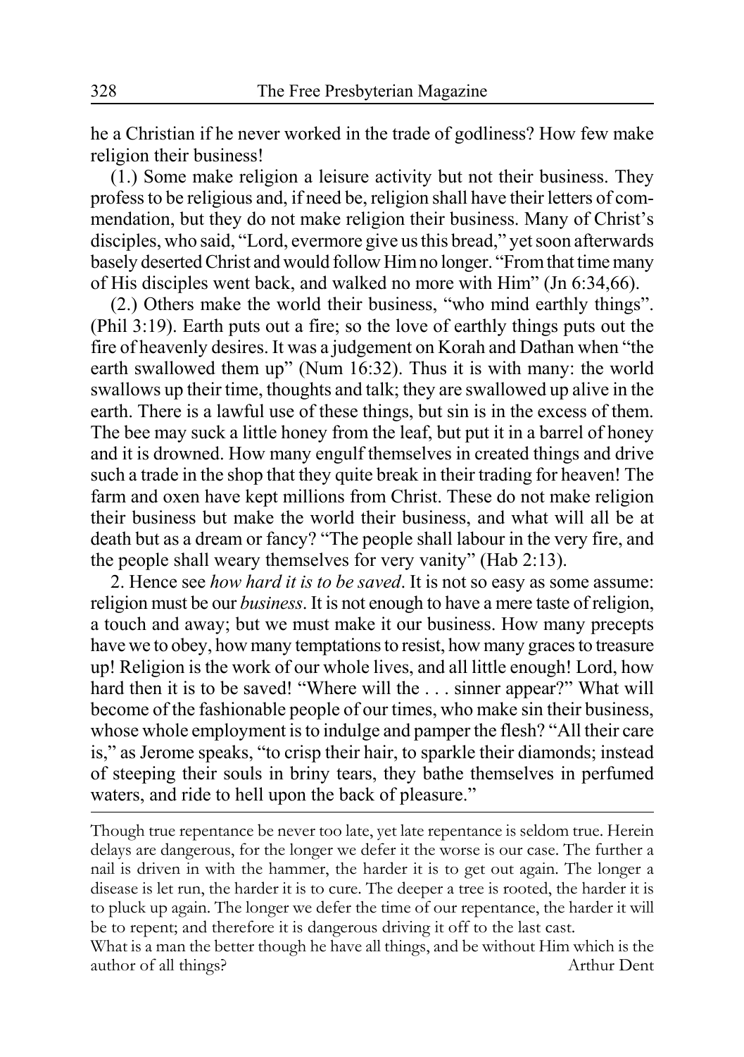he a Christian if he never worked in the trade of godliness? How few make religion their business!

(1.) Some make religion a leisure activity but not their business. They profess to be religious and, if need be, religion shall have their letters of commendation, but they do not make religion their business. Many of Christ's disciples, who said, "Lord, evermore give us this bread," yet soon afterwards basely deserted Christ and would follow Him no longer. "From that time many of His disciples went back, and walked no more with Him" (Jn 6:34,66).

(2.) Others make the world their business, "who mind earthly things". (Phil 3:19). Earth puts out a fire; so the love of earthly things puts out the fire of heavenly desires. It was a judgement on Korah and Dathan when "the earth swallowed them up" (Num 16:32). Thus it is with many: the world swallows up their time, thoughts and talk; they are swallowed up alive in the earth. There is a lawful use of these things, but sin is in the excess of them. The bee may suck a little honey from the leaf, but put it in a barrel of honey and it is drowned. How many engulf themselves in created things and drive such a trade in the shop that they quite break in their trading for heaven! The farm and oxen have kept millions from Christ. These do not make religion their business but make the world their business, and what will all be at death but as a dream or fancy? "The people shall labour in the very fire, and the people shall weary themselves for very vanity" (Hab 2:13).

2. Hence see *how hard it is to be saved*. It is not so easy as some assume: religion must be our *business*. It is not enough to have a mere taste of religion, a touch and away; but we must make it our business. How many precepts have we to obey, how many temptations to resist, how many graces to treasure up! Religion is the work of our whole lives, and all little enough! Lord, how hard then it is to be saved! "Where will the . . . sinner appear?" What will become of the fashionable people of our times, who make sin their business, whose whole employment is to indulge and pamper the flesh? "All their care is," as Jerome speaks, "to crisp their hair, to sparkle their diamonds; instead of steeping their souls in briny tears, they bathe themselves in perfumed waters, and ride to hell upon the back of pleasure."

---

Though true repentance be never too late, yet late repentance is seldom true. Herein delays are dangerous, for the longer we defer it the worse is our case. The further a nail is driven in with the hammer, the harder it is to get out again. The longer a disease is let run, the harder it is to cure. The deeper a tree is rooted, the harder it is to pluck up again. The longer we defer the time of our repentance, the harder it will be to repent; and therefore it is dangerous driving it off to the last cast.

What is a man the better though he have all things, and be without Him which is the author of all things? — Arthur Dent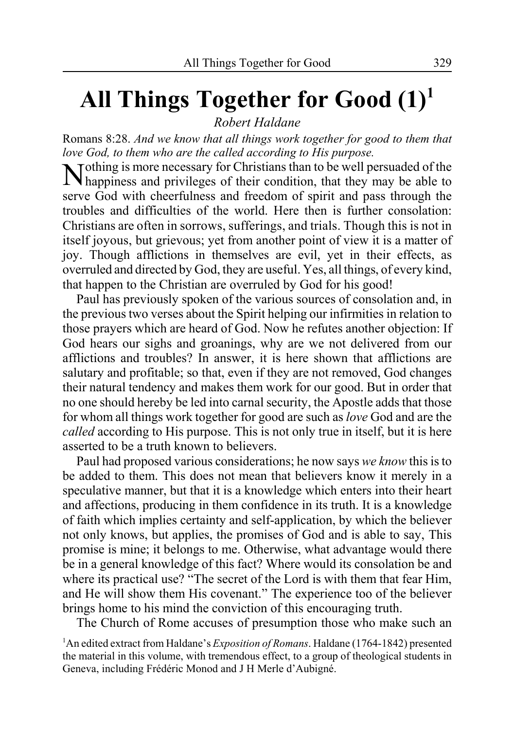# All Things Together for Good (1)[1]

*Robert Haldane*

Romans 8:28. *And we know that all things work together for good to them that love God, to them who are the called according to His purpose.*

Nothing is more necessary for Christians than to be well persuaded of the happiness and privileges of their condition, that they may be able to serve God with cheerfulness and freedom of spirit and pass through the troubles and difficulties of the world. Here then is further consolation: Christians are often in sorrows, sufferings, and trials. Though this is not in itself joyous, but grievous; yet from another point of view it is a matter of joy. Though afflictions in themselves are evil, yet in their effects, as overruled and directed by God, they are useful. Yes, all things, of every kind, that happen to the Christian are overruled by God for his good!

Paul has previously spoken of the various sources of consolation and, in the previous two verses about the Spirit helping our infirmities in relation to those prayers which are heard of God. Now he refutes another objection: If God hears our sighs and groanings, why are we not delivered from our afflictions and troubles? In answer, it is here shown that afflictions are salutary and profitable; so that, even if they are not removed, God changes their natural tendency and makes them work for our good. But in order that no one should hereby be led into carnal security, the Apostle adds that those for whom all things work together for good are such as *love* God and are the *called* according to His purpose. This is not only true in itself, but it is here asserted to be a truth known to believers.

Paul had proposed various considerations; he now says *we know* this is to be added to them. This does not mean that believers know it merely in a speculative manner, but that it is a knowledge which enters into their heart and affections, producing in them confidence in its truth. It is a knowledge of faith which implies certainty and self-application, by which the believer not only knows, but applies, the promises of God and is able to say, This promise is mine; it belongs to me. Otherwise, what advantage would there be in a general knowledge of this fact? Where would its consolation be and where its practical use? "The secret of the Lord is with them that fear Him, and He will show them His covenant." The experience too of the believer brings home to his mind the conviction of this encouraging truth.

The Church of Rome accuses of presumption those who make such an

[1]An edited extract from Haldane's *Exposition of Romans*. Haldane (1764-1842) presented the material in this volume, with tremendous effect, to a group of theological students in Geneva, including Frédéric Monod and J H Merle d'Aubigné.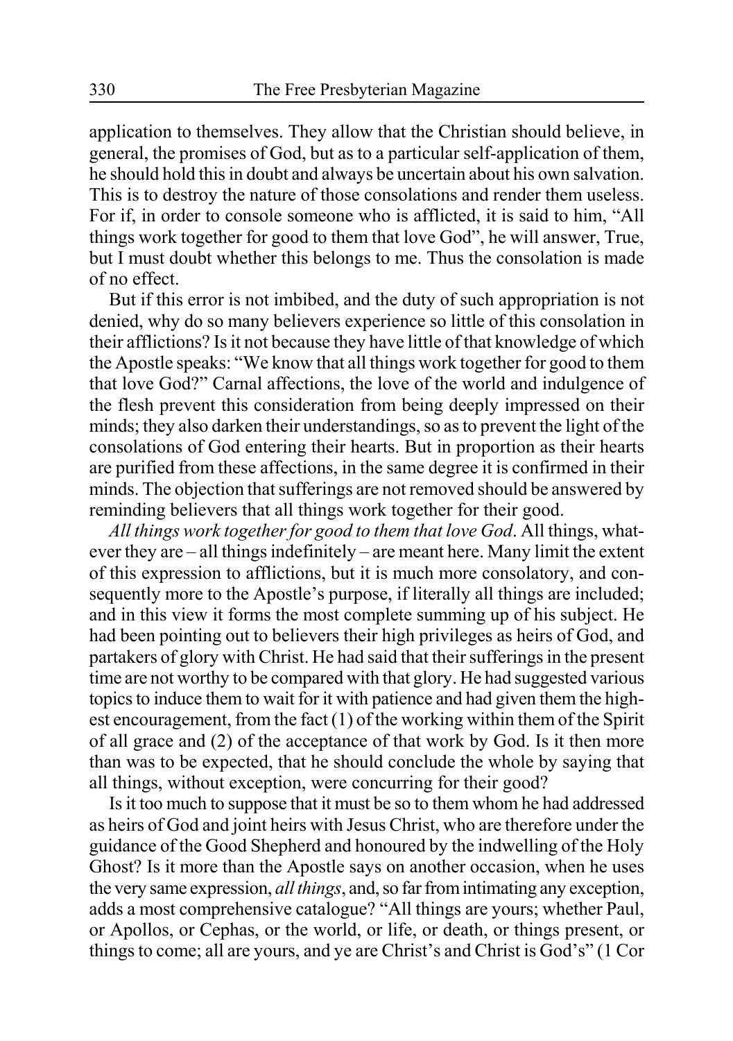application to themselves. They allow that the Christian should believe, in general, the promises of God, but as to a particular self-application of them, he should hold this in doubt and always be uncertain about his own salvation. This is to destroy the nature of those consolations and render them useless. For if, in order to console someone who is afflicted, it is said to him, "All things work together for good to them that love God", he will answer, True, but I must doubt whether this belongs to me. Thus the consolation is made of no effect.

But if this error is not imbibed, and the duty of such appropriation is not denied, why do so many believers experience so little of this consolation in their afflictions? Is it not because they have little of that knowledge of which the Apostle speaks: "We know that all things work together for good to them that love God?" Carnal affections, the love of the world and indulgence of the flesh prevent this consideration from being deeply impressed on their minds; they also darken their understandings, so as to prevent the light of the consolations of God entering their hearts. But in proportion as their hearts are purified from these affections, in the same degree it is confirmed in their minds. The objection that sufferings are not removed should be answered by reminding believers that all things work together for their good.

*All things work together for good to them that love God*. All things, whatever they are – all things indefinitely – are meant here. Many limit the extent of this expression to afflictions, but it is much more consolatory, and consequently more to the Apostle's purpose, if literally all things are included; and in this view it forms the most complete summing up of his subject. He had been pointing out to believers their high privileges as heirs of God, and partakers of glory with Christ. He had said that their sufferings in the present time are not worthy to be compared with that glory. He had suggested various topics to induce them to wait for it with patience and had given them the highest encouragement, from the fact (1) of the working within them of the Spirit of all grace and (2) of the acceptance of that work by God. Is it then more than was to be expected, that he should conclude the whole by saying that all things, without exception, were concurring for their good?

Is it too much to suppose that it must be so to them whom he had addressed as heirs of God and joint heirs with Jesus Christ, who are therefore under the guidance of the Good Shepherd and honoured by the indwelling of the Holy Ghost? Is it more than the Apostle says on another occasion, when he uses the very same expression, *all things*, and, so far from intimating any exception, adds a most comprehensive catalogue? "All things are yours; whether Paul, or Apollos, or Cephas, or the world, or life, or death, or things present, or things to come; all are yours, and ye are Christ's and Christ is God's" (1 Cor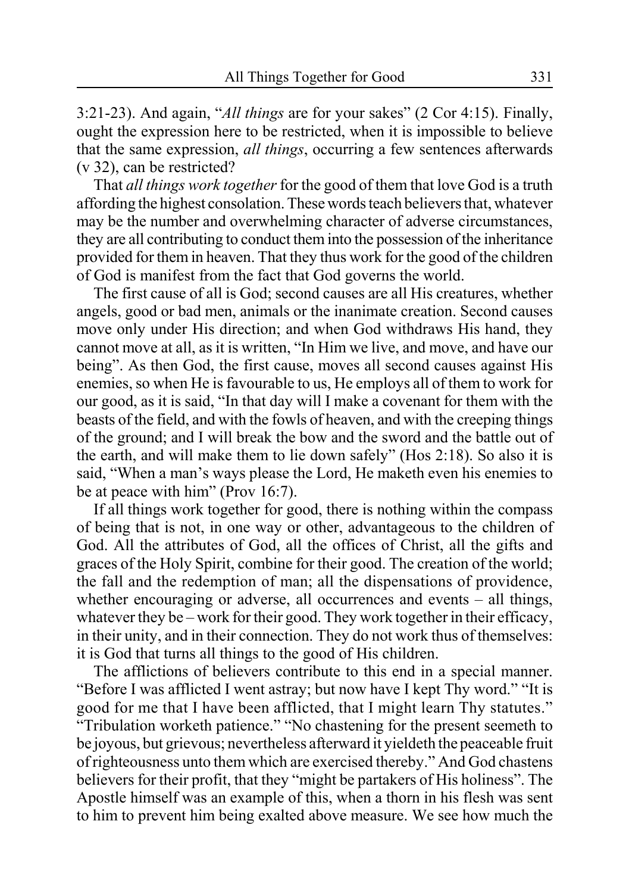3:21-23). And again, "*All things* are for your sakes" (2 Cor 4:15). Finally, ought the expression here to be restricted, when it is impossible to believe that the same expression, *all things*, occurring a few sentences afterwards (v 32), can be restricted?

That *all things work together* for the good of them that love God is a truth affording the highest consolation. These words teach believers that, whatever may be the number and overwhelming character of adverse circumstances, they are all contributing to conduct them into the possession of the inheritance provided for them in heaven. That they thus work for the good of the children of God is manifest from the fact that God governs the world.

The first cause of all is God; second causes are all His creatures, whether angels, good or bad men, animals or the inanimate creation. Second causes move only under His direction; and when God withdraws His hand, they cannot move at all, as it is written, "In Him we live, and move, and have our being". As then God, the first cause, moves all second causes against His enemies, so when He is favourable to us, He employs all of them to work for our good, as it is said, "In that day will I make a covenant for them with the beasts of the field, and with the fowls of heaven, and with the creeping things of the ground; and I will break the bow and the sword and the battle out of the earth, and will make them to lie down safely" (Hos 2:18). So also it is said, "When a man's ways please the Lord, He maketh even his enemies to be at peace with him" (Prov 16:7).

If all things work together for good, there is nothing within the compass of being that is not, in one way or other, advantageous to the children of God. All the attributes of God, all the offices of Christ, all the gifts and graces of the Holy Spirit, combine for their good. The creation of the world; the fall and the redemption of man; all the dispensations of providence, whether encouraging or adverse, all occurrences and events – all things, whatever they be – work for their good. They work together in their efficacy, in their unity, and in their connection. They do not work thus of themselves: it is God that turns all things to the good of His children.

The afflictions of believers contribute to this end in a special manner. "Before I was afflicted I went astray; but now have I kept Thy word." "It is good for me that I have been afflicted, that I might learn Thy statutes." "Tribulation worketh patience." "No chastening for the present seemeth to be joyous, but grievous; nevertheless afterward it yieldeth the peaceable fruit of righteousness unto them which are exercised thereby." And God chastens believers for their profit, that they "might be partakers of His holiness". The Apostle himself was an example of this, when a thorn in his flesh was sent to him to prevent him being exalted above measure. We see how much the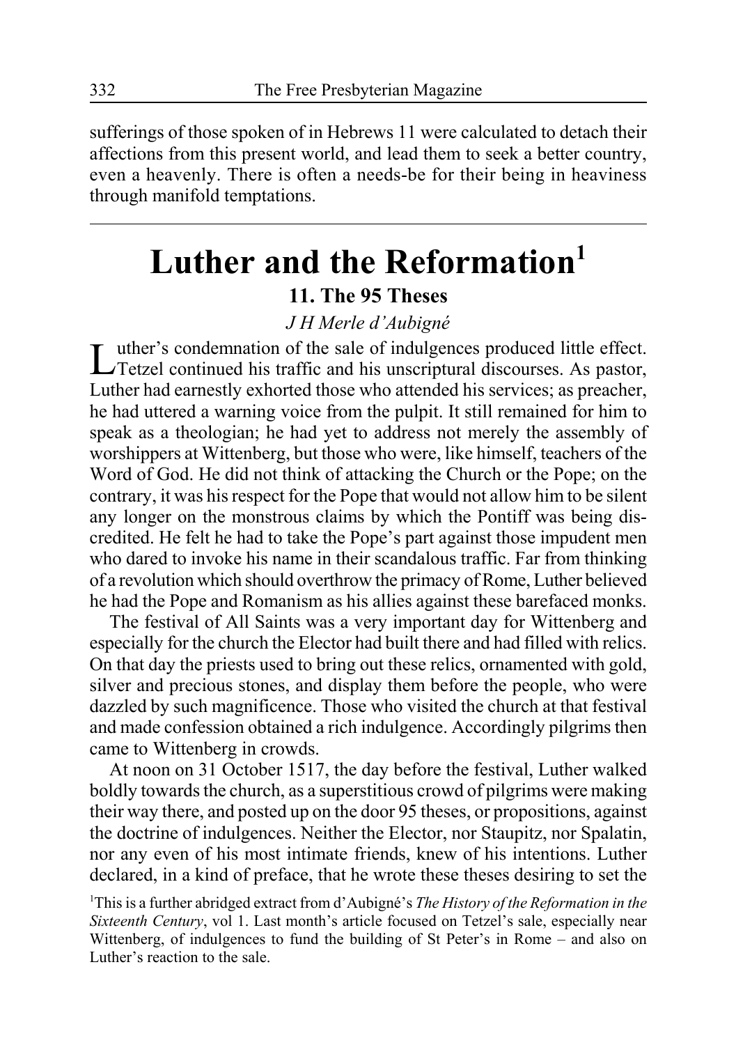sufferings of those spoken of in Hebrews 11 were calculated to detach their affections from this present world, and lead them to seek a better country, even a heavenly. There is often a needs-be for their being in heaviness through manifold temptations.

---

# Luther and the Reformation[1]

## 11. The 95 Theses

*J H Merle d'Aubigné*

Luther's condemnation of the sale of indulgences produced little effect. Tetzel continued his traffic and his unscriptural discourses. As pastor, Luther had earnestly exhorted those who attended his services; as preacher, he had uttered a warning voice from the pulpit. It still remained for him to speak as a theologian; he had yet to address not merely the assembly of worshippers at Wittenberg, but those who were, like himself, teachers of the Word of God. He did not think of attacking the Church or the Pope; on the contrary, it was his respect for the Pope that would not allow him to be silent any longer on the monstrous claims by which the Pontiff was being discredited. He felt he had to take the Pope's part against those impudent men who dared to invoke his name in their scandalous traffic. Far from thinking of a revolution which should overthrow the primacy of Rome, Luther believed he had the Pope and Romanism as his allies against these barefaced monks.

The festival of All Saints was a very important day for Wittenberg and especially for the church the Elector had built there and had filled with relics. On that day the priests used to bring out these relics, ornamented with gold, silver and precious stones, and display them before the people, who were dazzled by such magnificence. Those who visited the church at that festival and made confession obtained a rich indulgence. Accordingly pilgrims then came to Wittenberg in crowds.

At noon on 31 October 1517, the day before the festival, Luther walked boldly towards the church, as a superstitious crowd of pilgrims were making their way there, and posted up on the door 95 theses, or propositions, against the doctrine of indulgences. Neither the Elector, nor Staupitz, nor Spalatin, nor any even of his most intimate friends, knew of his intentions. Luther declared, in a kind of preface, that he wrote these theses desiring to set the

[1]This is a further abridged extract from d'Aubigné's *The History of the Reformation in the Sixteenth Century*, vol 1. Last month's article focused on Tetzel's sale, especially near Wittenberg, of indulgences to fund the building of St Peter's in Rome – and also on Luther's reaction to the sale.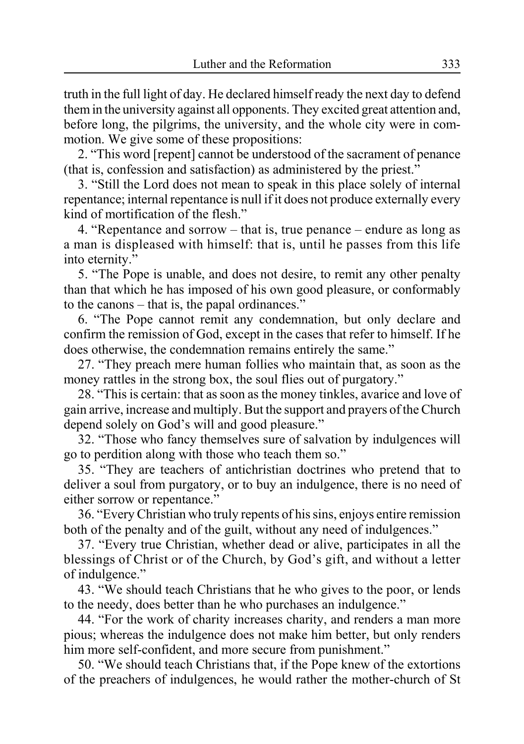truth in the full light of day. He declared himself ready the next day to defend them in the university against all opponents. They excited great attention and, before long, the pilgrims, the university, and the whole city were in commotion. We give some of these propositions:

2. "This word [repent] cannot be understood of the sacrament of penance (that is, confession and satisfaction) as administered by the priest."

3. "Still the Lord does not mean to speak in this place solely of internal repentance; internal repentance is null if it does not produce externally every kind of mortification of the flesh."

4. "Repentance and sorrow – that is, true penance – endure as long as a man is displeased with himself: that is, until he passes from this life into eternity."

5. "The Pope is unable, and does not desire, to remit any other penalty than that which he has imposed of his own good pleasure, or conformably to the canons – that is, the papal ordinances."

6. "The Pope cannot remit any condemnation, but only declare and confirm the remission of God, except in the cases that refer to himself. If he does otherwise, the condemnation remains entirely the same."

27. "They preach mere human follies who maintain that, as soon as the money rattles in the strong box, the soul flies out of purgatory."

28. "This is certain: that as soon as the money tinkles, avarice and love of gain arrive, increase and multiply. But the support and prayers of the Church depend solely on God's will and good pleasure."

32. "Those who fancy themselves sure of salvation by indulgences will go to perdition along with those who teach them so."

35. "They are teachers of antichristian doctrines who pretend that to deliver a soul from purgatory, or to buy an indulgence, there is no need of either sorrow or repentance."

36. "Every Christian who truly repents of his sins, enjoys entire remission both of the penalty and of the guilt, without any need of indulgences."

37. "Every true Christian, whether dead or alive, participates in all the blessings of Christ or of the Church, by God's gift, and without a letter of indulgence."

43. "We should teach Christians that he who gives to the poor, or lends to the needy, does better than he who purchases an indulgence."

44. "For the work of charity increases charity, and renders a man more pious; whereas the indulgence does not make him better, but only renders him more self-confident, and more secure from punishment."

50. "We should teach Christians that, if the Pope knew of the extortions of the preachers of indulgences, he would rather the mother-church of St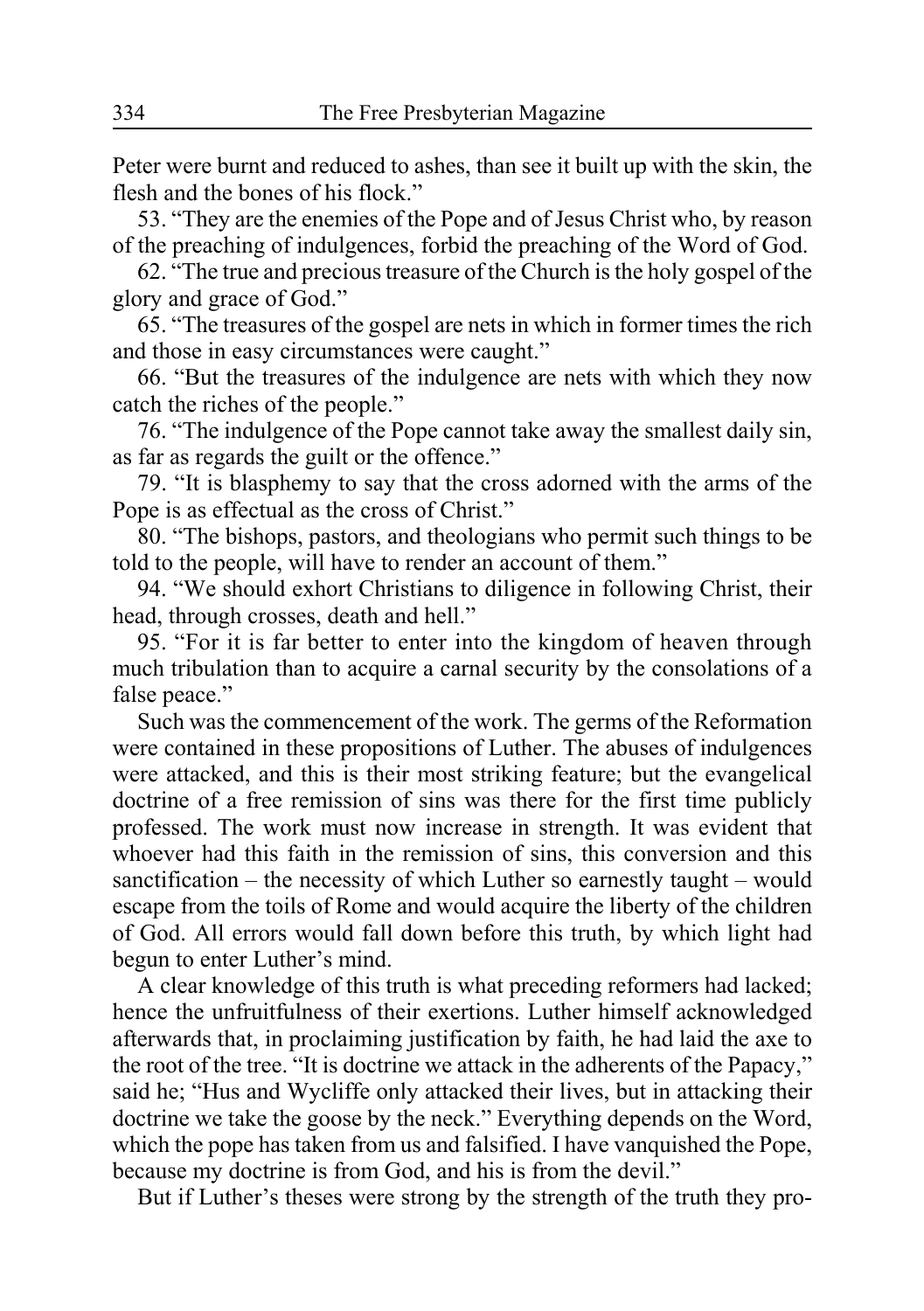Peter were burnt and reduced to ashes, than see it built up with the skin, the flesh and the bones of his flock."

53. "They are the enemies of the Pope and of Jesus Christ who, by reason of the preaching of indulgences, forbid the preaching of the Word of God.

62. "The true and precious treasure of the Church is the holy gospel of the glory and grace of God."

65. "The treasures of the gospel are nets in which in former times the rich and those in easy circumstances were caught."

66. "But the treasures of the indulgence are nets with which they now catch the riches of the people."

76. "The indulgence of the Pope cannot take away the smallest daily sin, as far as regards the guilt or the offence."

79. "It is blasphemy to say that the cross adorned with the arms of the Pope is as effectual as the cross of Christ."

80. "The bishops, pastors, and theologians who permit such things to be told to the people, will have to render an account of them."

94. "We should exhort Christians to diligence in following Christ, their head, through crosses, death and hell."

95. "For it is far better to enter into the kingdom of heaven through much tribulation than to acquire a carnal security by the consolations of a false peace."

Such was the commencement of the work. The germs of the Reformation were contained in these propositions of Luther. The abuses of indulgences were attacked, and this is their most striking feature; but the evangelical doctrine of a free remission of sins was there for the first time publicly professed. The work must now increase in strength. It was evident that whoever had this faith in the remission of sins, this conversion and this sanctification – the necessity of which Luther so earnestly taught – would escape from the toils of Rome and would acquire the liberty of the children of God. All errors would fall down before this truth, by which light had begun to enter Luther's mind.

A clear knowledge of this truth is what preceding reformers had lacked; hence the unfruitfulness of their exertions. Luther himself acknowledged afterwards that, in proclaiming justification by faith, he had laid the axe to the root of the tree. "It is doctrine we attack in the adherents of the Papacy," said he; "Hus and Wycliffe only attacked their lives, but in attacking their doctrine we take the goose by the neck." Everything depends on the Word, which the pope has taken from us and falsified. I have vanquished the Pope, because my doctrine is from God, and his is from the devil."

But if Luther's theses were strong by the strength of the truth they pro-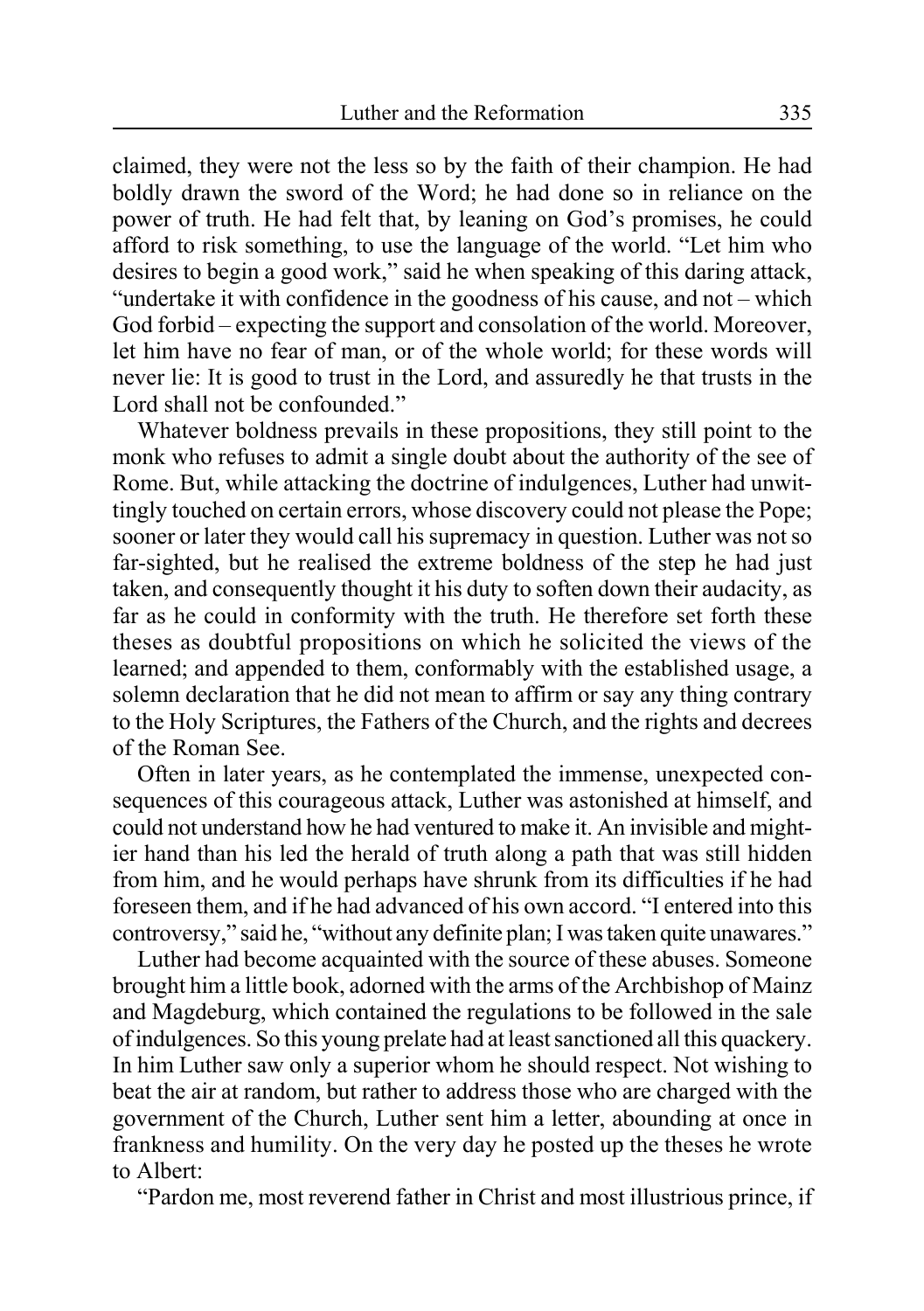claimed, they were not the less so by the faith of their champion. He had boldly drawn the sword of the Word; he had done so in reliance on the power of truth. He had felt that, by leaning on God's promises, he could afford to risk something, to use the language of the world. "Let him who desires to begin a good work," said he when speaking of this daring attack, "undertake it with confidence in the goodness of his cause, and not – which God forbid – expecting the support and consolation of the world. Moreover, let him have no fear of man, or of the whole world; for these words will never lie: It is good to trust in the Lord, and assuredly he that trusts in the Lord shall not be confounded."

Whatever boldness prevails in these propositions, they still point to the monk who refuses to admit a single doubt about the authority of the see of Rome. But, while attacking the doctrine of indulgences, Luther had unwittingly touched on certain errors, whose discovery could not please the Pope; sooner or later they would call his supremacy in question. Luther was not so far-sighted, but he realised the extreme boldness of the step he had just taken, and consequently thought it his duty to soften down their audacity, as far as he could in conformity with the truth. He therefore set forth these theses as doubtful propositions on which he solicited the views of the learned; and appended to them, conformably with the established usage, a solemn declaration that he did not mean to affirm or say any thing contrary to the Holy Scriptures, the Fathers of the Church, and the rights and decrees of the Roman See.

Often in later years, as he contemplated the immense, unexpected consequences of this courageous attack, Luther was astonished at himself, and could not understand how he had ventured to make it. An invisible and mightier hand than his led the herald of truth along a path that was still hidden from him, and he would perhaps have shrunk from its difficulties if he had foreseen them, and if he had advanced of his own accord. "I entered into this controversy," said he, "without any definite plan; I was taken quite unawares."

Luther had become acquainted with the source of these abuses. Someone brought him a little book, adorned with the arms of the Archbishop of Mainz and Magdeburg, which contained the regulations to be followed in the sale of indulgences. So this young prelate had at least sanctioned all this quackery. In him Luther saw only a superior whom he should respect. Not wishing to beat the air at random, but rather to address those who are charged with the government of the Church, Luther sent him a letter, abounding at once in frankness and humility. On the very day he posted up the theses he wrote to Albert:

"Pardon me, most reverend father in Christ and most illustrious prince, if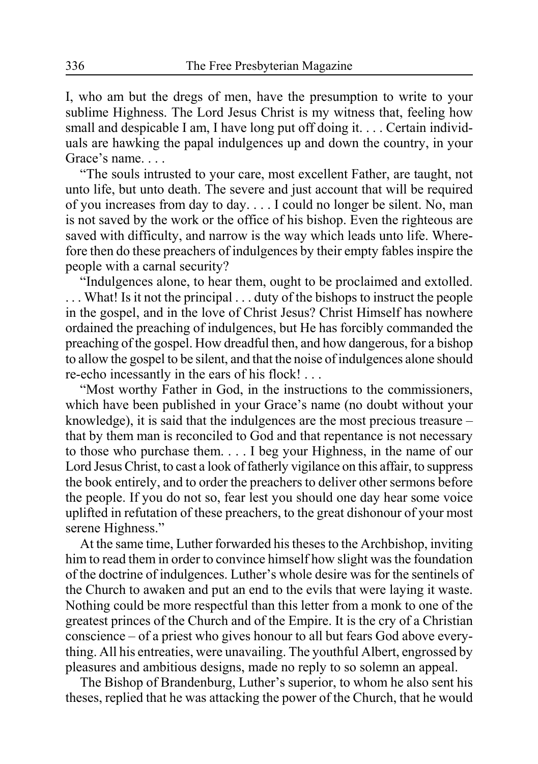I, who am but the dregs of men, have the presumption to write to your sublime Highness. The Lord Jesus Christ is my witness that, feeling how small and despicable I am, I have long put off doing it. . . . Certain individuals are hawking the papal indulgences up and down the country, in your Grace's name. . . .

"The souls intrusted to your care, most excellent Father, are taught, not unto life, but unto death. The severe and just account that will be required of you increases from day to day. . . . I could no longer be silent. No, man is not saved by the work or the office of his bishop. Even the righteous are saved with difficulty, and narrow is the way which leads unto life. Wherefore then do these preachers of indulgences by their empty fables inspire the people with a carnal security?

"Indulgences alone, to hear them, ought to be proclaimed and extolled. . . . What! Is it not the principal . . . duty of the bishops to instruct the people in the gospel, and in the love of Christ Jesus? Christ Himself has nowhere ordained the preaching of indulgences, but He has forcibly commanded the preaching of the gospel. How dreadful then, and how dangerous, for a bishop to allow the gospel to be silent, and that the noise of indulgences alone should re-echo incessantly in the ears of his flock! . . .

"Most worthy Father in God, in the instructions to the commissioners, which have been published in your Grace's name (no doubt without your knowledge), it is said that the indulgences are the most precious treasure – that by them man is reconciled to God and that repentance is not necessary to those who purchase them. . . . I beg your Highness, in the name of our Lord Jesus Christ, to cast a look of fatherly vigilance on this affair, to suppress the book entirely, and to order the preachers to deliver other sermons before the people. If you do not so, fear lest you should one day hear some voice uplifted in refutation of these preachers, to the great dishonour of your most serene Highness."

At the same time, Luther forwarded his theses to the Archbishop, inviting him to read them in order to convince himself how slight was the foundation of the doctrine of indulgences. Luther's whole desire was for the sentinels of the Church to awaken and put an end to the evils that were laying it waste. Nothing could be more respectful than this letter from a monk to one of the greatest princes of the Church and of the Empire. It is the cry of a Christian conscience – of a priest who gives honour to all but fears God above everything. All his entreaties, were unavailing. The youthful Albert, engrossed by pleasures and ambitious designs, made no reply to so solemn an appeal.

The Bishop of Brandenburg, Luther's superior, to whom he also sent his theses, replied that he was attacking the power of the Church, that he would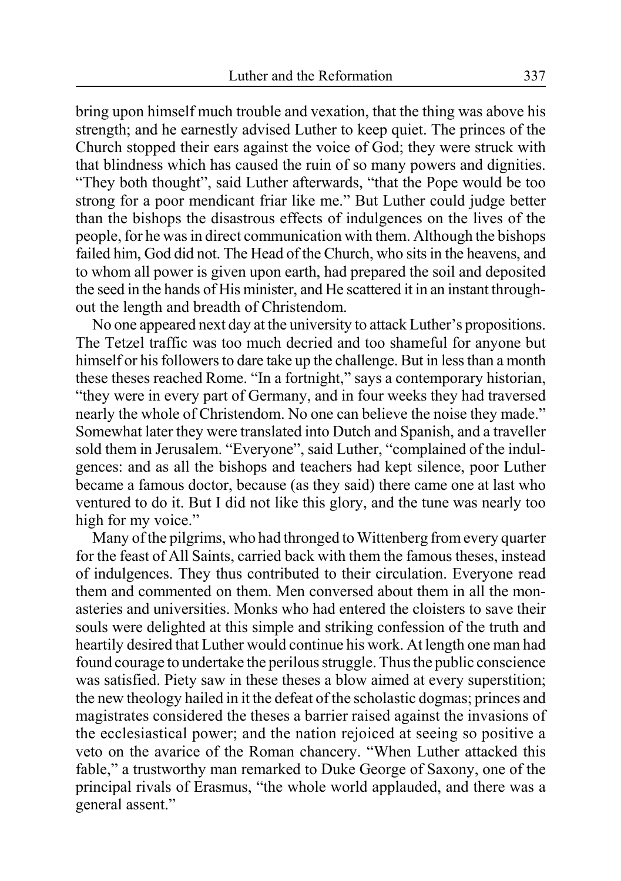bring upon himself much trouble and vexation, that the thing was above his strength; and he earnestly advised Luther to keep quiet. The princes of the Church stopped their ears against the voice of God; they were struck with that blindness which has caused the ruin of so many powers and dignities. "They both thought", said Luther afterwards, "that the Pope would be too strong for a poor mendicant friar like me." But Luther could judge better than the bishops the disastrous effects of indulgences on the lives of the people, for he was in direct communication with them. Although the bishops failed him, God did not. The Head of the Church, who sits in the heavens, and to whom all power is given upon earth, had prepared the soil and deposited the seed in the hands of His minister, and He scattered it in an instant throughout the length and breadth of Christendom.

No one appeared next day at the university to attack Luther's propositions. The Tetzel traffic was too much decried and too shameful for anyone but himself or his followers to dare take up the challenge. But in less than a month these theses reached Rome. "In a fortnight," says a contemporary historian, "they were in every part of Germany, and in four weeks they had traversed nearly the whole of Christendom. No one can believe the noise they made." Somewhat later they were translated into Dutch and Spanish, and a traveller sold them in Jerusalem. "Everyone", said Luther, "complained of the indulgences: and as all the bishops and teachers had kept silence, poor Luther became a famous doctor, because (as they said) there came one at last who ventured to do it. But I did not like this glory, and the tune was nearly too high for my voice."

Many of the pilgrims, who had thronged to Wittenberg from every quarter for the feast of All Saints, carried back with them the famous theses, instead of indulgences. They thus contributed to their circulation. Everyone read them and commented on them. Men conversed about them in all the monasteries and universities. Monks who had entered the cloisters to save their souls were delighted at this simple and striking confession of the truth and heartily desired that Luther would continue his work. At length one man had found courage to undertake the perilous struggle. Thus the public conscience was satisfied. Piety saw in these theses a blow aimed at every superstition; the new theology hailed in it the defeat of the scholastic dogmas; princes and magistrates considered the theses a barrier raised against the invasions of the ecclesiastical power; and the nation rejoiced at seeing so positive a veto on the avarice of the Roman chancery. "When Luther attacked this fable," a trustworthy man remarked to Duke George of Saxony, one of the principal rivals of Erasmus, "the whole world applauded, and there was a general assent."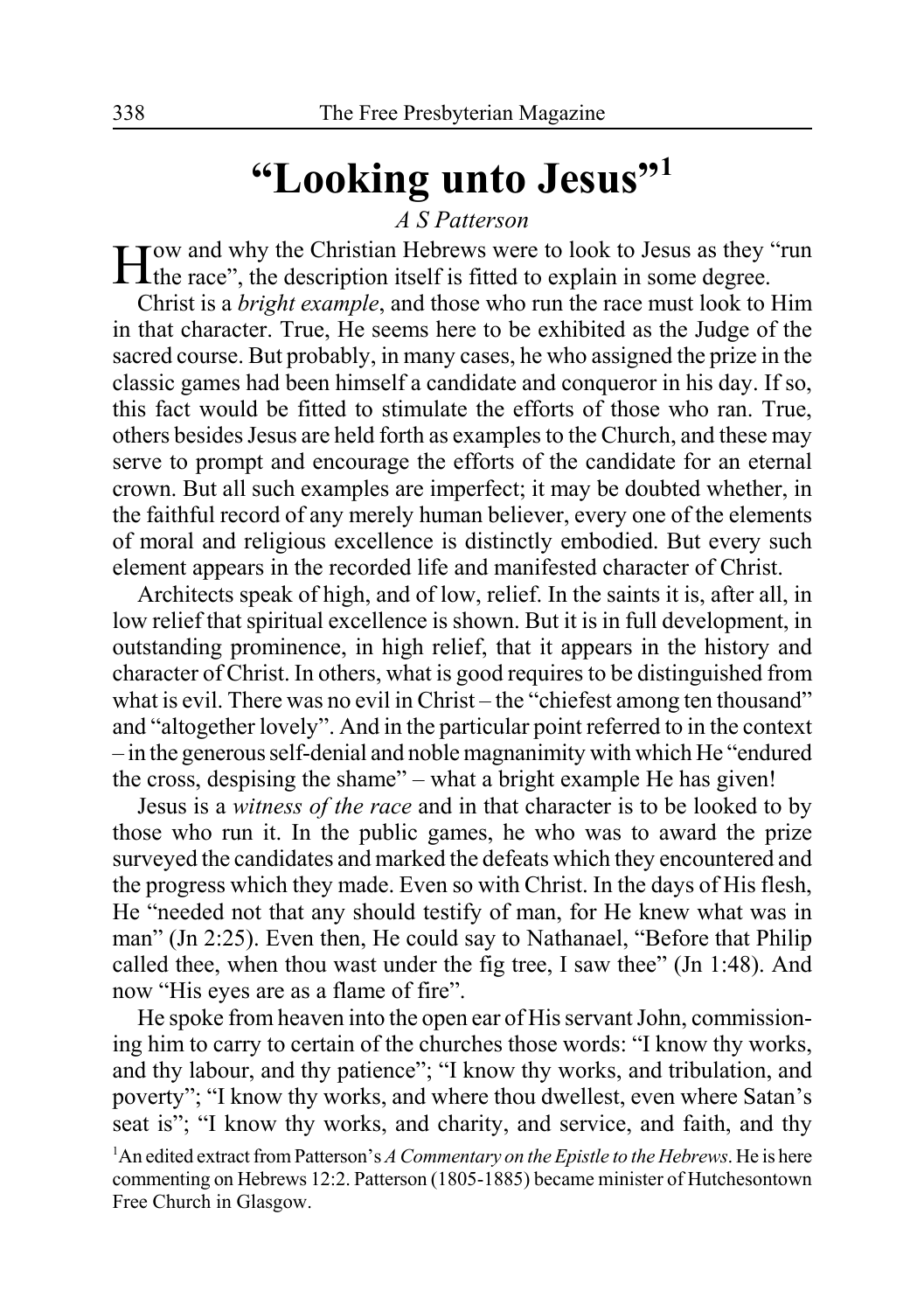# "Looking unto Jesus"[1]

*A S Patterson*

How and why the Christian Hebrews were to look to Jesus as they "run the race", the description itself is fitted to explain in some degree.

Christ is a *bright example*, and those who run the race must look to Him in that character. True, He seems here to be exhibited as the Judge of the sacred course. But probably, in many cases, he who assigned the prize in the classic games had been himself a candidate and conqueror in his day. If so, this fact would be fitted to stimulate the efforts of those who ran. True, others besides Jesus are held forth as examples to the Church, and these may serve to prompt and encourage the efforts of the candidate for an eternal crown. But all such examples are imperfect; it may be doubted whether, in the faithful record of any merely human believer, every one of the elements of moral and religious excellence is distinctly embodied. But every such element appears in the recorded life and manifested character of Christ.

Architects speak of high, and of low, relief. In the saints it is, after all, in low relief that spiritual excellence is shown. But it is in full development, in outstanding prominence, in high relief, that it appears in the history and character of Christ. In others, what is good requires to be distinguished from what is evil. There was no evil in Christ – the "chiefest among ten thousand" and "altogether lovely". And in the particular point referred to in the context – in the generous self-denial and noble magnanimity with which He "endured the cross, despising the shame" – what a bright example He has given!

Jesus is a *witness of the race* and in that character is to be looked to by those who run it. In the public games, he who was to award the prize surveyed the candidates and marked the defeats which they encountered and the progress which they made. Even so with Christ. In the days of His flesh, He "needed not that any should testify of man, for He knew what was in man" (Jn 2:25). Even then, He could say to Nathanael, "Before that Philip called thee, when thou wast under the fig tree, I saw thee" (Jn 1:48). And now "His eyes are as a flame of fire".

He spoke from heaven into the open ear of His servant John, commissioning him to carry to certain of the churches those words: "I know thy works, and thy labour, and thy patience"; "I know thy works, and tribulation, and poverty"; "I know thy works, and where thou dwellest, even where Satan's seat is"; "I know thy works, and charity, and service, and faith, and thy

[1] An edited extract from Patterson's *A Commentary on the Epistle to the Hebrews*. He is here commenting on Hebrews 12:2. Patterson (1805-1885) became minister of Hutchesontown Free Church in Glasgow.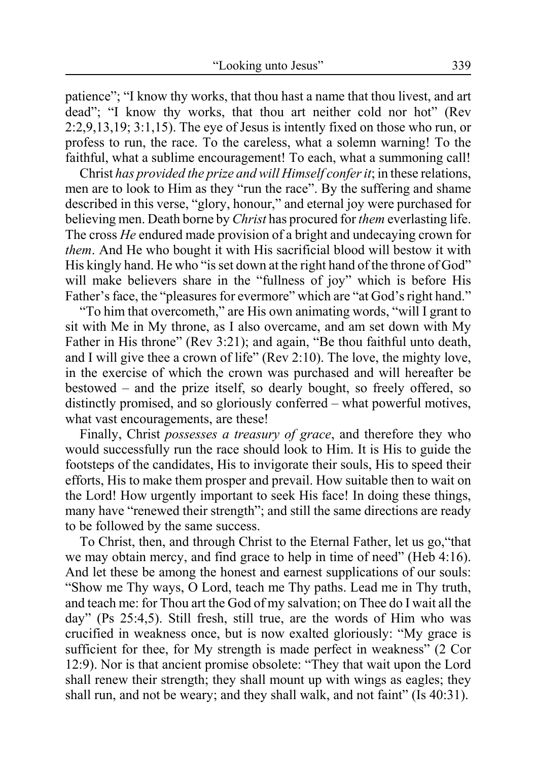patience"; "I know thy works, that thou hast a name that thou livest, and art dead"; "I know thy works, that thou art neither cold nor hot" (Rev 2:2,9,13,19; 3:1,15). The eye of Jesus is intently fixed on those who run, or profess to run, the race. To the careless, what a solemn warning! To the faithful, what a sublime encouragement! To each, what a summoning call!

Christ *has provided the prize and will Himself confer it*; in these relations, men are to look to Him as they "run the race". By the suffering and shame described in this verse, "glory, honour," and eternal joy were purchased for believing men. Death borne by *Christ* has procured for *them* everlasting life. The cross *He* endured made provision of a bright and undecaying crown for *them*. And He who bought it with His sacrificial blood will bestow it with His kingly hand. He who "is set down at the right hand of the throne of God" will make believers share in the "fullness of joy" which is before His Father's face, the "pleasures for evermore" which are "at God's right hand."

"To him that overcometh," are His own animating words, "will I grant to sit with Me in My throne, as I also overcame, and am set down with My Father in His throne" (Rev 3:21); and again, "Be thou faithful unto death, and I will give thee a crown of life" (Rev 2:10). The love, the mighty love, in the exercise of which the crown was purchased and will hereafter be bestowed – and the prize itself, so dearly bought, so freely offered, so distinctly promised, and so gloriously conferred – what powerful motives, what vast encouragements, are these!

Finally, Christ *possesses a treasury of grace*, and therefore they who would successfully run the race should look to Him. It is His to guide the footsteps of the candidates, His to invigorate their souls, His to speed their efforts, His to make them prosper and prevail. How suitable then to wait on the Lord! How urgently important to seek His face! In doing these things, many have "renewed their strength"; and still the same directions are ready to be followed by the same success.

To Christ, then, and through Christ to the Eternal Father, let us go,"that we may obtain mercy, and find grace to help in time of need" (Heb 4:16). And let these be among the honest and earnest supplications of our souls: "Show me Thy ways, O Lord, teach me Thy paths. Lead me in Thy truth, and teach me: for Thou art the God of my salvation; on Thee do I wait all the day" (Ps 25:4,5). Still fresh, still true, are the words of Him who was crucified in weakness once, but is now exalted gloriously: "My grace is sufficient for thee, for My strength is made perfect in weakness" (2 Cor 12:9). Nor is that ancient promise obsolete: "They that wait upon the Lord shall renew their strength; they shall mount up with wings as eagles; they shall run, and not be weary; and they shall walk, and not faint" (Is 40:31).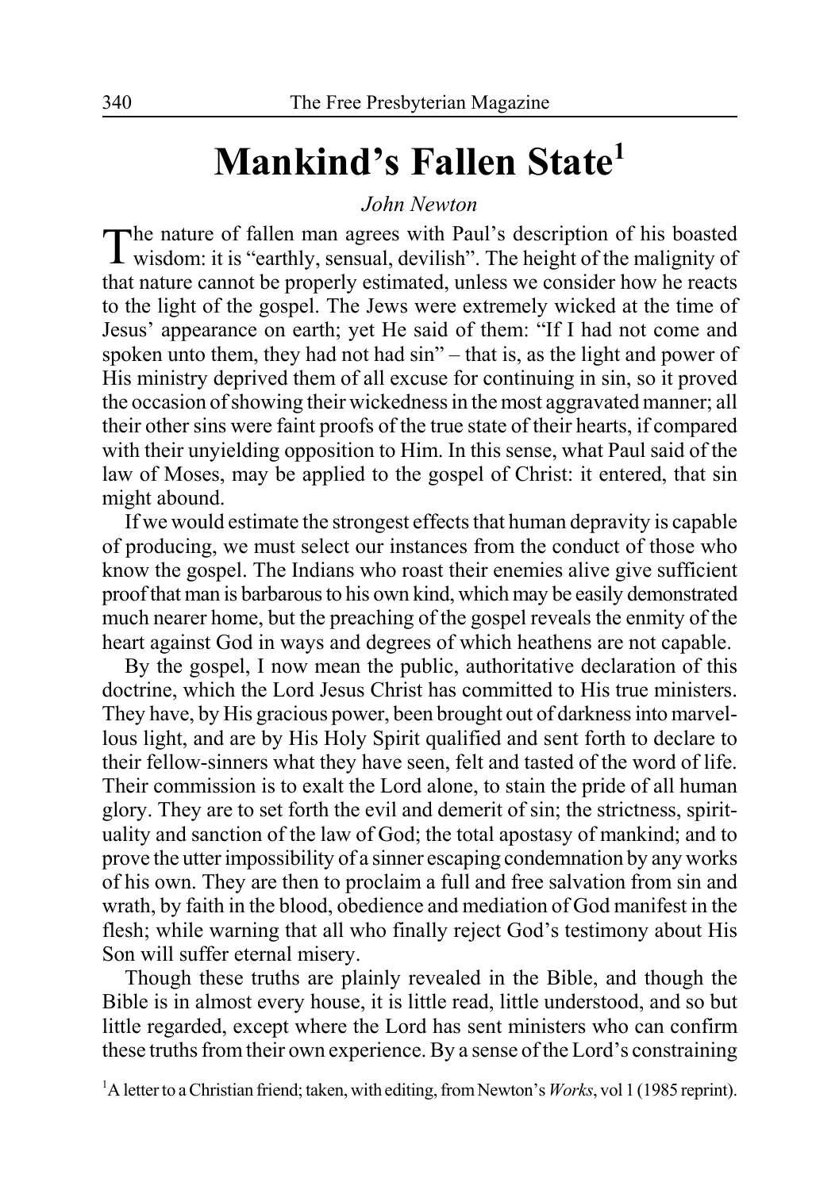# Mankind's Fallen State[1]

*John Newton*

The nature of fallen man agrees with Paul's description of his boasted wisdom: it is "earthly, sensual, devilish". The height of the malignity of that nature cannot be properly estimated, unless we consider how he reacts to the light of the gospel. The Jews were extremely wicked at the time of Jesus' appearance on earth; yet He said of them: "If I had not come and spoken unto them, they had not had sin" – that is, as the light and power of His ministry deprived them of all excuse for continuing in sin, so it proved the occasion of showing their wickedness in the most aggravated manner; all their other sins were faint proofs of the true state of their hearts, if compared with their unyielding opposition to Him. In this sense, what Paul said of the law of Moses, may be applied to the gospel of Christ: it entered, that sin might abound.

If we would estimate the strongest effects that human depravity is capable of producing, we must select our instances from the conduct of those who know the gospel. The Indians who roast their enemies alive give sufficient proof that man is barbarous to his own kind, which may be easily demonstrated much nearer home, but the preaching of the gospel reveals the enmity of the heart against God in ways and degrees of which heathens are not capable.

By the gospel, I now mean the public, authoritative declaration of this doctrine, which the Lord Jesus Christ has committed to His true ministers. They have, by His gracious power, been brought out of darkness into marvellous light, and are by His Holy Spirit qualified and sent forth to declare to their fellow-sinners what they have seen, felt and tasted of the word of life. Their commission is to exalt the Lord alone, to stain the pride of all human glory. They are to set forth the evil and demerit of sin; the strictness, spirituality and sanction of the law of God; the total apostasy of mankind; and to prove the utter impossibility of a sinner escaping condemnation by any works of his own. They are then to proclaim a full and free salvation from sin and wrath, by faith in the blood, obedience and mediation of God manifest in the flesh; while warning that all who finally reject God's testimony about His Son will suffer eternal misery.

Though these truths are plainly revealed in the Bible, and though the Bible is in almost every house, it is little read, little understood, and so but little regarded, except where the Lord has sent ministers who can confirm these truths from their own experience. By a sense of the Lord's constraining

[1]A letter to a Christian friend; taken, with editing, from Newton's *Works*, vol 1 (1985 reprint).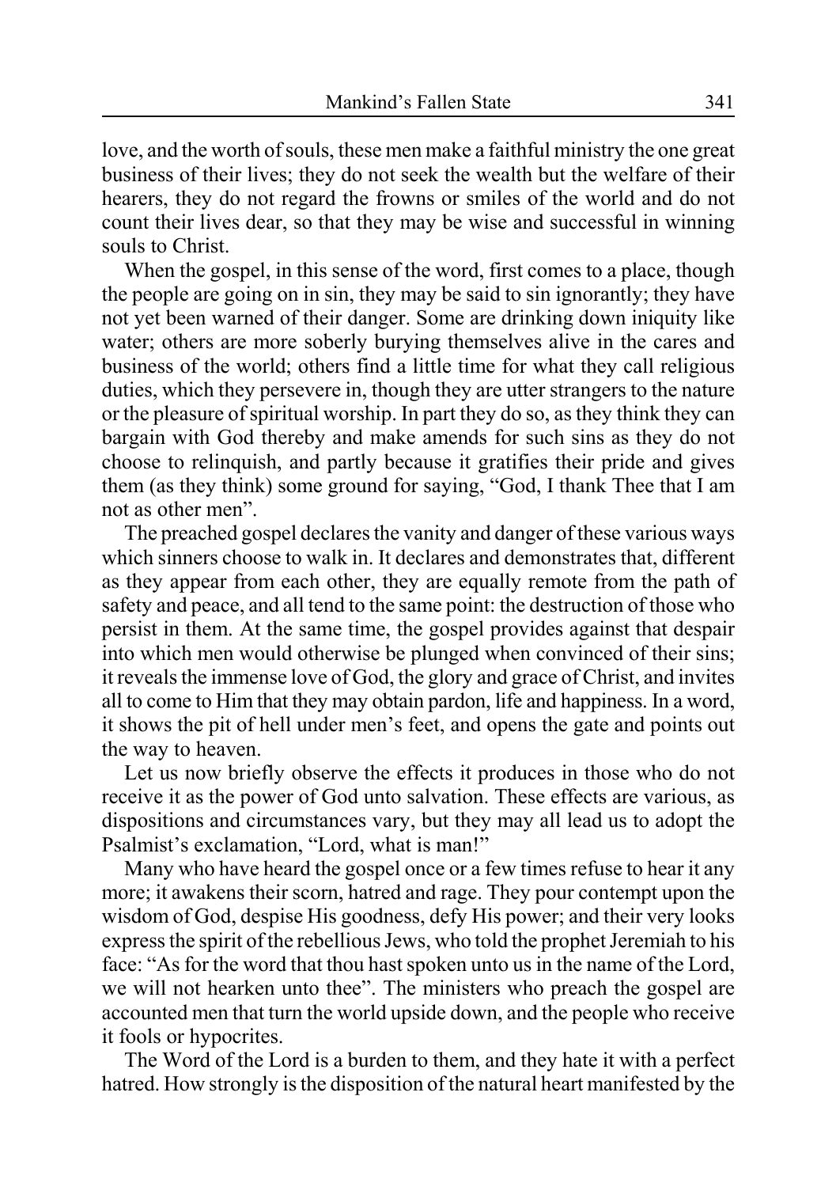love, and the worth of souls, these men make a faithful ministry the one great business of their lives; they do not seek the wealth but the welfare of their hearers, they do not regard the frowns or smiles of the world and do not count their lives dear, so that they may be wise and successful in winning souls to Christ.

When the gospel, in this sense of the word, first comes to a place, though the people are going on in sin, they may be said to sin ignorantly; they have not yet been warned of their danger. Some are drinking down iniquity like water; others are more soberly burying themselves alive in the cares and business of the world; others find a little time for what they call religious duties, which they persevere in, though they are utter strangers to the nature or the pleasure of spiritual worship. In part they do so, as they think they can bargain with God thereby and make amends for such sins as they do not choose to relinquish, and partly because it gratifies their pride and gives them (as they think) some ground for saying, "God, I thank Thee that I am not as other men".

The preached gospel declares the vanity and danger of these various ways which sinners choose to walk in. It declares and demonstrates that, different as they appear from each other, they are equally remote from the path of safety and peace, and all tend to the same point: the destruction of those who persist in them. At the same time, the gospel provides against that despair into which men would otherwise be plunged when convinced of their sins; it reveals the immense love of God, the glory and grace of Christ, and invites all to come to Him that they may obtain pardon, life and happiness. In a word, it shows the pit of hell under men's feet, and opens the gate and points out the way to heaven.

Let us now briefly observe the effects it produces in those who do not receive it as the power of God unto salvation. These effects are various, as dispositions and circumstances vary, but they may all lead us to adopt the Psalmist's exclamation, "Lord, what is man!"

Many who have heard the gospel once or a few times refuse to hear it any more; it awakens their scorn, hatred and rage. They pour contempt upon the wisdom of God, despise His goodness, defy His power; and their very looks express the spirit of the rebellious Jews, who told the prophet Jeremiah to his face: "As for the word that thou hast spoken unto us in the name of the Lord, we will not hearken unto thee". The ministers who preach the gospel are accounted men that turn the world upside down, and the people who receive it fools or hypocrites.

The Word of the Lord is a burden to them, and they hate it with a perfect hatred. How strongly is the disposition of the natural heart manifested by the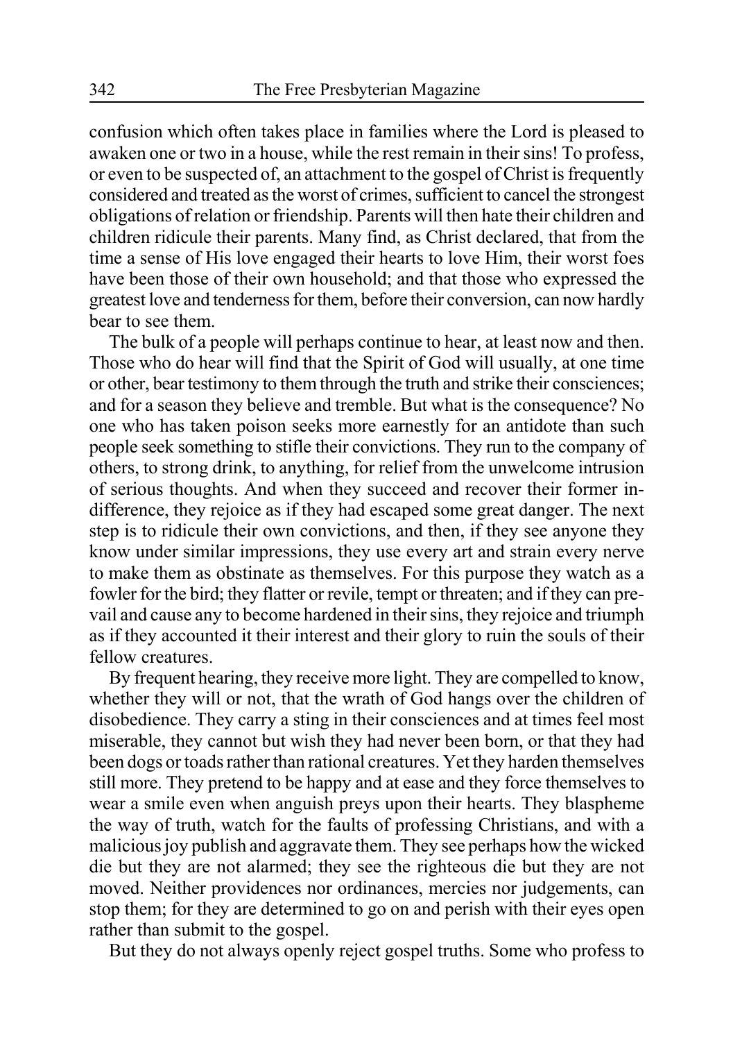confusion which often takes place in families where the Lord is pleased to awaken one or two in a house, while the rest remain in their sins! To profess, or even to be suspected of, an attachment to the gospel of Christ is frequently considered and treated as the worst of crimes, sufficient to cancel the strongest obligations of relation or friendship. Parents will then hate their children and children ridicule their parents. Many find, as Christ declared, that from the time a sense of His love engaged their hearts to love Him, their worst foes have been those of their own household; and that those who expressed the greatest love and tenderness for them, before their conversion, can now hardly bear to see them.

The bulk of a people will perhaps continue to hear, at least now and then. Those who do hear will find that the Spirit of God will usually, at one time or other, bear testimony to them through the truth and strike their consciences; and for a season they believe and tremble. But what is the consequence? No one who has taken poison seeks more earnestly for an antidote than such people seek something to stifle their convictions. They run to the company of others, to strong drink, to anything, for relief from the unwelcome intrusion of serious thoughts. And when they succeed and recover their former indifference, they rejoice as if they had escaped some great danger. The next step is to ridicule their own convictions, and then, if they see anyone they know under similar impressions, they use every art and strain every nerve to make them as obstinate as themselves. For this purpose they watch as a fowler for the bird; they flatter or revile, tempt or threaten; and if they can prevail and cause any to become hardened in their sins, they rejoice and triumph as if they accounted it their interest and their glory to ruin the souls of their fellow creatures.

By frequent hearing, they receive more light. They are compelled to know, whether they will or not, that the wrath of God hangs over the children of disobedience. They carry a sting in their consciences and at times feel most miserable, they cannot but wish they had never been born, or that they had been dogs or toads rather than rational creatures. Yet they harden themselves still more. They pretend to be happy and at ease and they force themselves to wear a smile even when anguish preys upon their hearts. They blaspheme the way of truth, watch for the faults of professing Christians, and with a malicious joy publish and aggravate them. They see perhaps how the wicked die but they are not alarmed; they see the righteous die but they are not moved. Neither providences nor ordinances, mercies nor judgements, can stop them; for they are determined to go on and perish with their eyes open rather than submit to the gospel.

But they do not always openly reject gospel truths. Some who profess to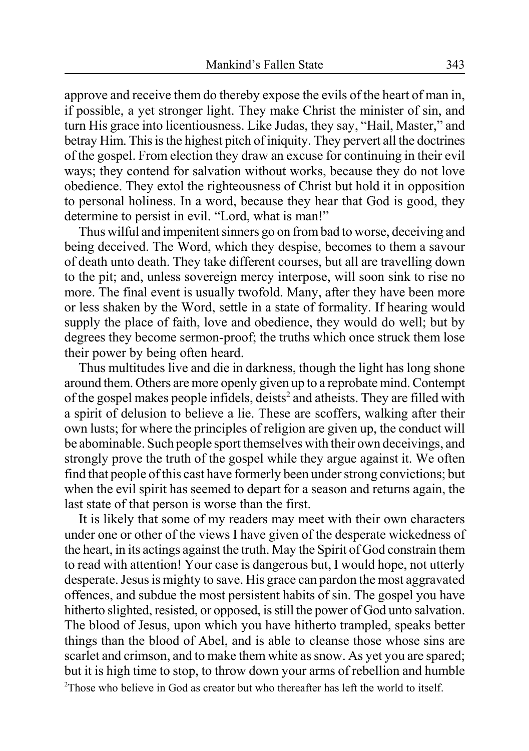approve and receive them do thereby expose the evils of the heart of man in, if possible, a yet stronger light. They make Christ the minister of sin, and turn His grace into licentiousness. Like Judas, they say, "Hail, Master," and betray Him. This is the highest pitch of iniquity. They pervert all the doctrines of the gospel. From election they draw an excuse for continuing in their evil ways; they contend for salvation without works, because they do not love obedience. They extol the righteousness of Christ but hold it in opposition to personal holiness. In a word, because they hear that God is good, they determine to persist in evil. "Lord, what is man!"

Thus wilful and impenitent sinners go on from bad to worse, deceiving and being deceived. The Word, which they despise, becomes to them a savour of death unto death. They take different courses, but all are travelling down to the pit; and, unless sovereign mercy interpose, will soon sink to rise no more. The final event is usually twofold. Many, after they have been more or less shaken by the Word, settle in a state of formality. If hearing would supply the place of faith, love and obedience, they would do well; but by degrees they become sermon-proof; the truths which once struck them lose their power by being often heard.

Thus multitudes live and die in darkness, though the light has long shone around them. Others are more openly given up to a reprobate mind. Contempt of the gospel makes people infidels, deists[2] and atheists. They are filled with a spirit of delusion to believe a lie. These are scoffers, walking after their own lusts; for where the principles of religion are given up, the conduct will be abominable. Such people sport themselves with their own deceivings, and strongly prove the truth of the gospel while they argue against it. We often find that people of this cast have formerly been under strong convictions; but when the evil spirit has seemed to depart for a season and returns again, the last state of that person is worse than the first.

It is likely that some of my readers may meet with their own characters under one or other of the views I have given of the desperate wickedness of the heart, in its actings against the truth. May the Spirit of God constrain them to read with attention! Your case is dangerous but, I would hope, not utterly desperate. Jesus is mighty to save. His grace can pardon the most aggravated offences, and subdue the most persistent habits of sin. The gospel you have hitherto slighted, resisted, or opposed, is still the power of God unto salvation. The blood of Jesus, upon which you have hitherto trampled, speaks better things than the blood of Abel, and is able to cleanse those whose sins are scarlet and crimson, and to make them white as snow. As yet you are spared; but it is high time to stop, to throw down your arms of rebellion and humble

[2] Those who believe in God as creator but who thereafter has left the world to itself.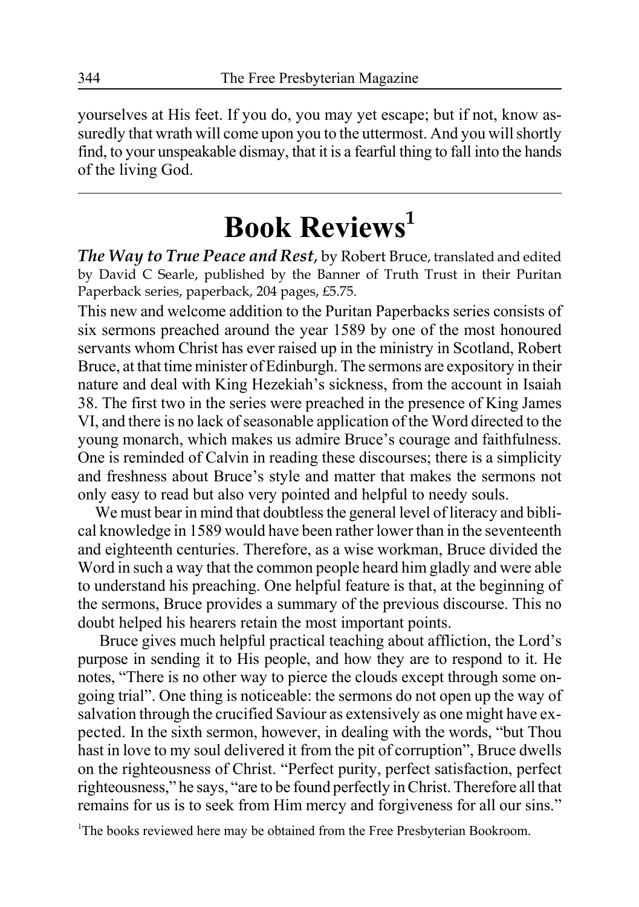yourselves at His feet. If you do, you may yet escape; but if not, know assuredly that wrath will come upon you to the uttermost. And you will shortly find, to your unspeakable dismay, that it is a fearful thing to fall into the hands of the living God.

---

# Book Reviews[1]

***The Way to True Peace and Rest,*** by Robert Bruce, translated and edited by David C Searle, published by the Banner of Truth Trust in their Puritan Paperback series, paperback, 204 pages, £5.75.

This new and welcome addition to the Puritan Paperbacks series consists of six sermons preached around the year 1589 by one of the most honoured servants whom Christ has ever raised up in the ministry in Scotland, Robert Bruce, at that time minister of Edinburgh. The sermons are expository in their nature and deal with King Hezekiah's sickness, from the account in Isaiah 38. The first two in the series were preached in the presence of King James VI, and there is no lack of seasonable application of the Word directed to the young monarch, which makes us admire Bruce's courage and faithfulness. One is reminded of Calvin in reading these discourses; there is a simplicity and freshness about Bruce's style and matter that makes the sermons not only easy to read but also very pointed and helpful to needy souls.

We must bear in mind that doubtless the general level of literacy and biblical knowledge in 1589 would have been rather lower than in the seventeenth and eighteenth centuries. Therefore, as a wise workman, Bruce divided the Word in such a way that the common people heard him gladly and were able to understand his preaching. One helpful feature is that, at the beginning of the sermons, Bruce provides a summary of the previous discourse. This no doubt helped his hearers retain the most important points.

Bruce gives much helpful practical teaching about affliction, the Lord's purpose in sending it to His people, and how they are to respond to it. He notes, "There is no other way to pierce the clouds except through some ongoing trial". One thing is noticeable: the sermons do not open up the way of salvation through the crucified Saviour as extensively as one might have expected. In the sixth sermon, however, in dealing with the words, "but Thou hast in love to my soul delivered it from the pit of corruption", Bruce dwells on the righteousness of Christ. "Perfect purity, perfect satisfaction, perfect righteousness," he says, "are to be found perfectly in Christ. Therefore all that remains for us is to seek from Him mercy and forgiveness for all our sins."

[1]The books reviewed here may be obtained from the Free Presbyterian Bookroom.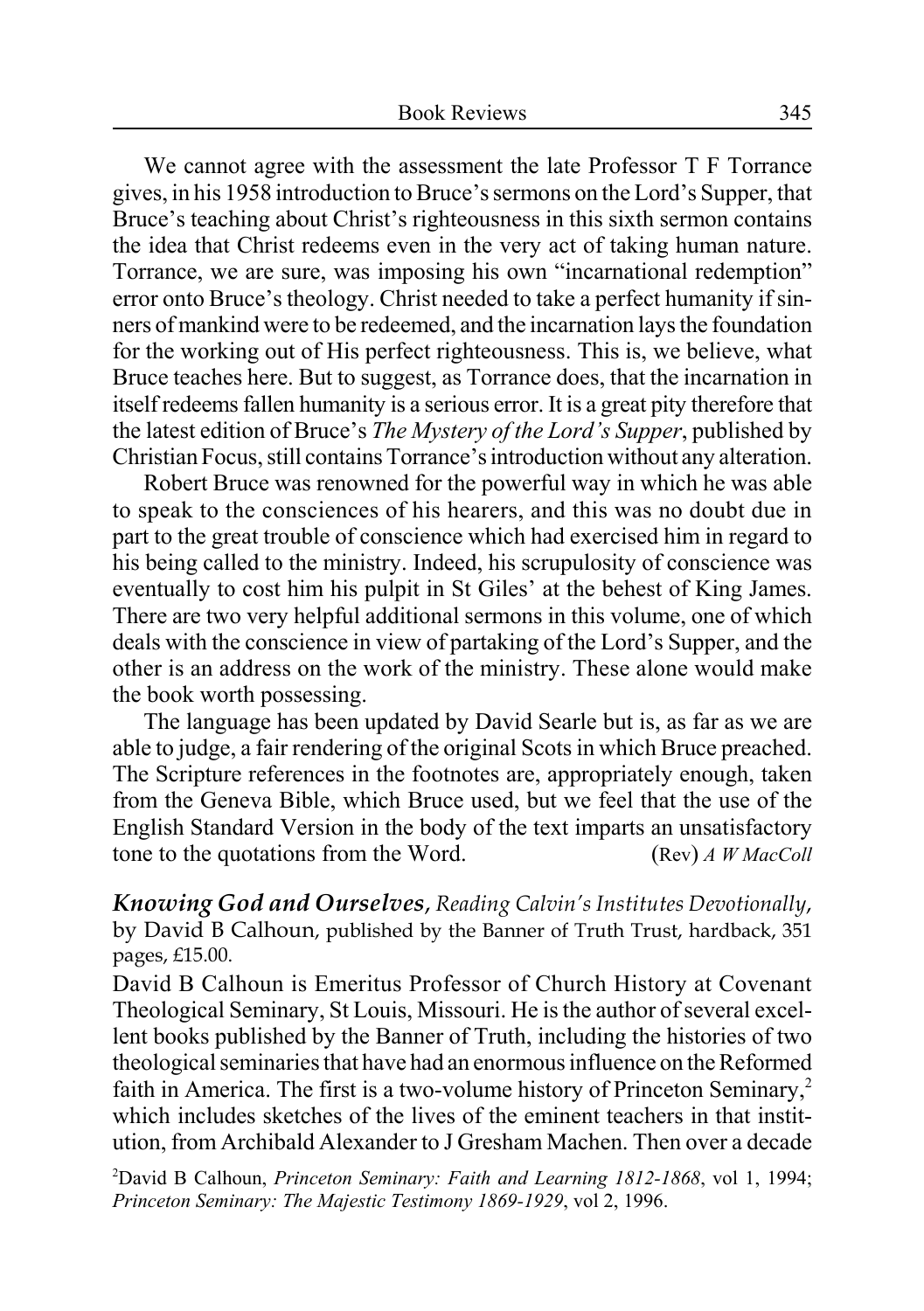We cannot agree with the assessment the late Professor T F Torrance gives, in his 1958 introduction to Bruce's sermons on the Lord's Supper, that Bruce's teaching about Christ's righteousness in this sixth sermon contains the idea that Christ redeems even in the very act of taking human nature. Torrance, we are sure, was imposing his own "incarnational redemption" error onto Bruce's theology. Christ needed to take a perfect humanity if sinners of mankind were to be redeemed, and the incarnation lays the foundation for the working out of His perfect righteousness. This is, we believe, what Bruce teaches here. But to suggest, as Torrance does, that the incarnation in itself redeems fallen humanity is a serious error. It is a great pity therefore that the latest edition of Bruce's *The Mystery of the Lord's Supper*, published by Christian Focus, still contains Torrance's introduction without any alteration.

Robert Bruce was renowned for the powerful way in which he was able to speak to the consciences of his hearers, and this was no doubt due in part to the great trouble of conscience which had exercised him in regard to his being called to the ministry. Indeed, his scrupulosity of conscience was eventually to cost him his pulpit in St Giles' at the behest of King James. There are two very helpful additional sermons in this volume, one of which deals with the conscience in view of partaking of the Lord's Supper, and the other is an address on the work of the ministry. These alone would make the book worth possessing.

The language has been updated by David Searle but is, as far as we are able to judge, a fair rendering of the original Scots in which Bruce preached. The Scripture references in the footnotes are, appropriately enough, taken from the Geneva Bible, which Bruce used, but we feel that the use of the English Standard Version in the body of the text imparts an unsatisfactory tone to the quotations from the Word. (Rev) *A W MacColl*

***Knowing God and Ourselves**, Reading Calvin's Institutes Devotionally*, by David B Calhoun, published by the Banner of Truth Trust, hardback, 351 pages, £15.00.

David B Calhoun is Emeritus Professor of Church History at Covenant Theological Seminary, St Louis, Missouri. He is the author of several excellent books published by the Banner of Truth, including the histories of two theological seminaries that have had an enormous influence on the Reformed faith in America. The first is a two-volume history of Princeton Seminary,[2] which includes sketches of the lives of the eminent teachers in that institution, from Archibald Alexander to J Gresham Machen. Then over a decade

[2]David B Calhoun, *Princeton Seminary: Faith and Learning 1812-1868*, vol 1, 1994; *Princeton Seminary: The Majestic Testimony 1869-1929*, vol 2, 1996.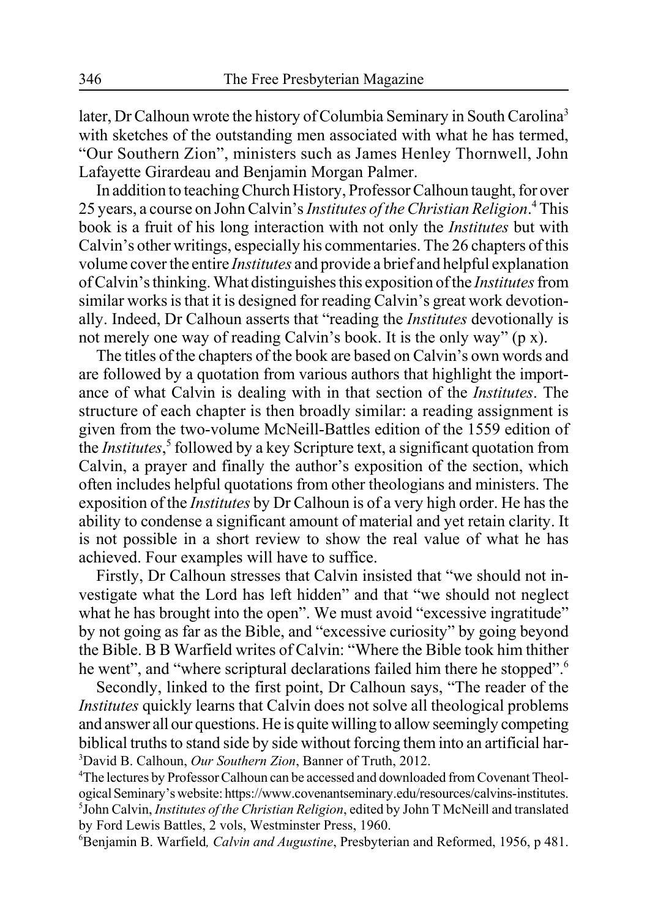later, Dr Calhoun wrote the history of Columbia Seminary in South Carolina[3] with sketches of the outstanding men associated with what he has termed, "Our Southern Zion", ministers such as James Henley Thornwell, John Lafayette Girardeau and Benjamin Morgan Palmer.

In addition to teaching Church History, Professor Calhoun taught, for over 25 years, a course on John Calvin's *Institutes of the Christian Religion*.[4] This book is a fruit of his long interaction with not only the *Institutes* but with Calvin's other writings, especially his commentaries. The 26 chapters of this volume cover the entire *Institutes* and provide a brief and helpful explanation of Calvin's thinking. What distinguishes this exposition of the *Institutes* from similar works is that it is designed for reading Calvin's great work devotionally. Indeed, Dr Calhoun asserts that "reading the *Institutes* devotionally is not merely one way of reading Calvin's book. It is the only way" (p x).

The titles of the chapters of the book are based on Calvin's own words and are followed by a quotation from various authors that highlight the importance of what Calvin is dealing with in that section of the *Institutes*. The structure of each chapter is then broadly similar: a reading assignment is given from the two-volume McNeill-Battles edition of the 1559 edition of the *Institutes*,[5] followed by a key Scripture text, a significant quotation from Calvin, a prayer and finally the author's exposition of the section, which often includes helpful quotations from other theologians and ministers. The exposition of the *Institutes* by Dr Calhoun is of a very high order. He has the ability to condense a significant amount of material and yet retain clarity. It is not possible in a short review to show the real value of what he has achieved. Four examples will have to suffice.

Firstly, Dr Calhoun stresses that Calvin insisted that "we should not investigate what the Lord has left hidden" and that "we should not neglect what he has brought into the open". We must avoid "excessive ingratitude" by not going as far as the Bible, and "excessive curiosity" by going beyond the Bible. B B Warfield writes of Calvin: "Where the Bible took him thither he went", and "where scriptural declarations failed him there he stopped".[6]

Secondly, linked to the first point, Dr Calhoun says, "The reader of the *Institutes* quickly learns that Calvin does not solve all theological problems and answer all our questions. He is quite willing to allow seemingly competing biblical truths to stand side by side without forcing them into an artificial har-

[3]David B. Calhoun, *Our Southern Zion*, Banner of Truth, 2012.

[4]The lectures by Professor Calhoun can be accessed and downloaded from Covenant Theological Seminary's website: https://www.covenantseminary.edu/resources/calvins-institutes.

[5]John Calvin, *Institutes of the Christian Religion*, edited by John T McNeill and translated by Ford Lewis Battles, 2 vols, Westminster Press, 1960.

[6]Benjamin B. Warfield*, Calvin and Augustine*, Presbyterian and Reformed, 1956, p 481.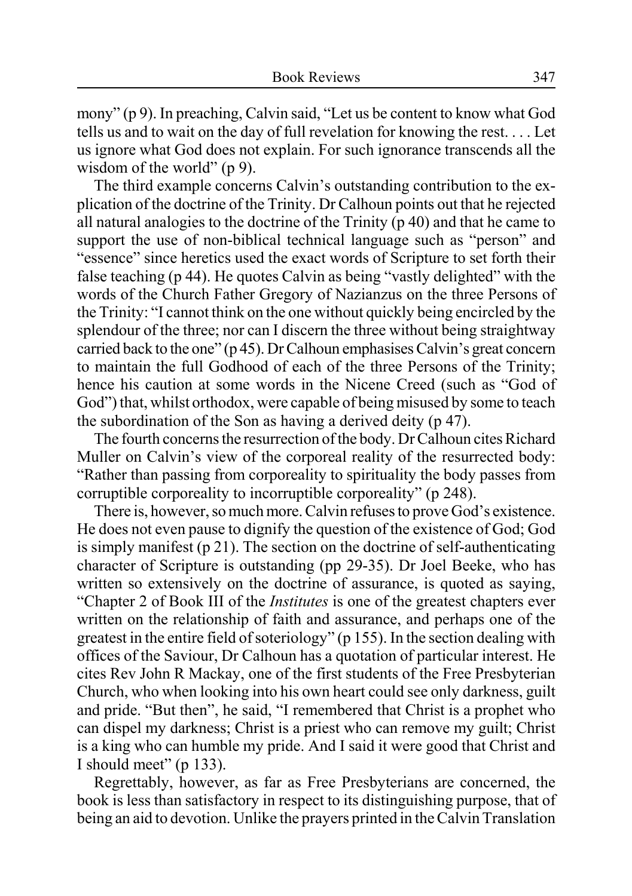mony" (p 9). In preaching, Calvin said, "Let us be content to know what God tells us and to wait on the day of full revelation for knowing the rest. . . . Let us ignore what God does not explain. For such ignorance transcends all the wisdom of the world" (p 9).

The third example concerns Calvin's outstanding contribution to the explication of the doctrine of the Trinity. Dr Calhoun points out that he rejected all natural analogies to the doctrine of the Trinity (p 40) and that he came to support the use of non-biblical technical language such as "person" and "essence" since heretics used the exact words of Scripture to set forth their false teaching (p 44). He quotes Calvin as being "vastly delighted" with the words of the Church Father Gregory of Nazianzus on the three Persons of the Trinity: "I cannot think on the one without quickly being encircled by the splendour of the three; nor can I discern the three without being straightway carried back to the one" (p 45). Dr Calhoun emphasises Calvin's great concern to maintain the full Godhood of each of the three Persons of the Trinity; hence his caution at some words in the Nicene Creed (such as "God of God") that, whilst orthodox, were capable of being misused by some to teach the subordination of the Son as having a derived deity (p 47).

The fourth concerns the resurrection of the body. Dr Calhoun cites Richard Muller on Calvin's view of the corporeal reality of the resurrected body: "Rather than passing from corporeality to spirituality the body passes from corruptible corporeality to incorruptible corporeality" (p 248).

There is, however, so much more. Calvin refuses to prove God's existence. He does not even pause to dignify the question of the existence of God; God is simply manifest (p 21). The section on the doctrine of self-authenticating character of Scripture is outstanding (pp 29-35). Dr Joel Beeke, who has written so extensively on the doctrine of assurance, is quoted as saying, "Chapter 2 of Book III of the *Institutes* is one of the greatest chapters ever written on the relationship of faith and assurance, and perhaps one of the greatest in the entire field of soteriology" (p 155). In the section dealing with offices of the Saviour, Dr Calhoun has a quotation of particular interest. He cites Rev John R Mackay, one of the first students of the Free Presbyterian Church, who when looking into his own heart could see only darkness, guilt and pride. "But then", he said, "I remembered that Christ is a prophet who can dispel my darkness; Christ is a priest who can remove my guilt; Christ is a king who can humble my pride. And I said it were good that Christ and I should meet" (p 133).

Regrettably, however, as far as Free Presbyterians are concerned, the book is less than satisfactory in respect to its distinguishing purpose, that of being an aid to devotion. Unlike the prayers printed in the Calvin Translation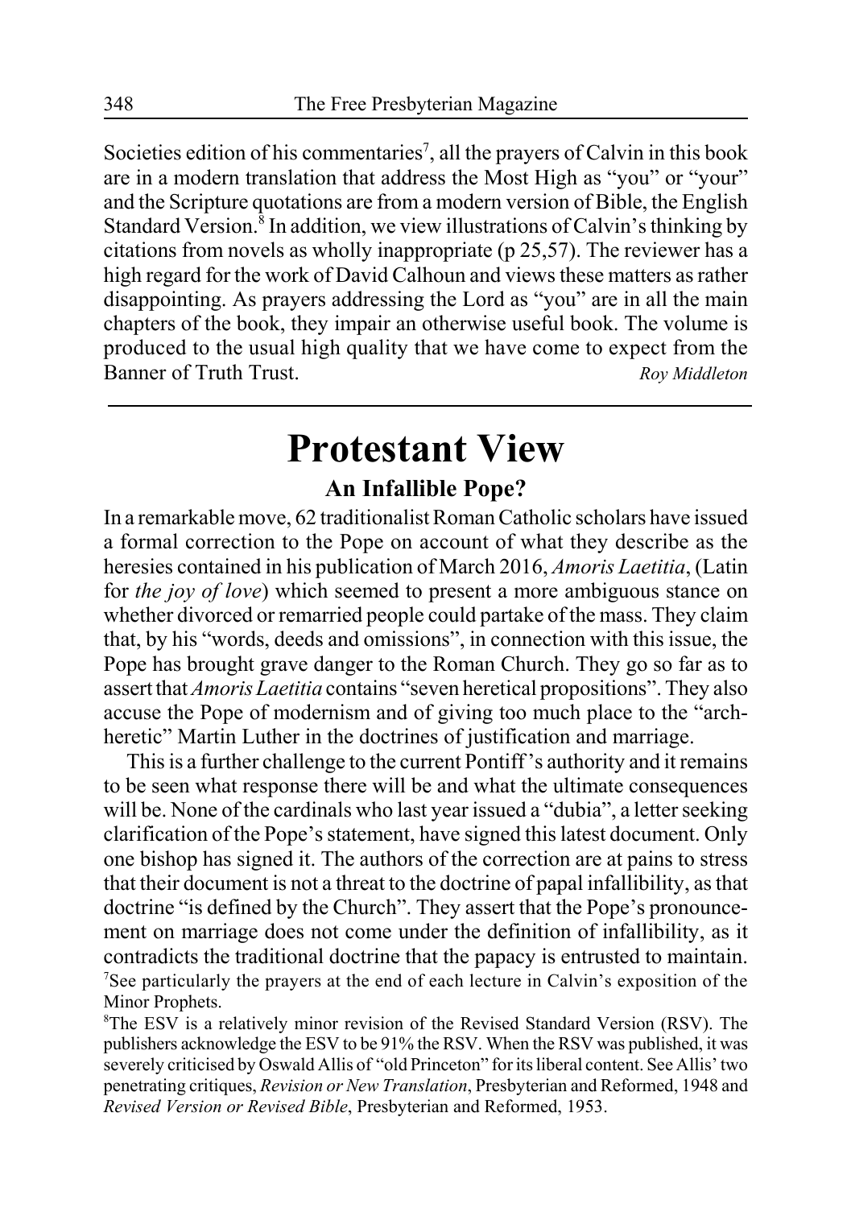Societies edition of his commentaries[7], all the prayers of Calvin in this book are in a modern translation that address the Most High as "you" or "your" and the Scripture quotations are from a modern version of Bible, the English Standard Version.[8] In addition, we view illustrations of Calvin's thinking by citations from novels as wholly inappropriate (p 25,57). The reviewer has a high regard for the work of David Calhoun and views these matters as rather disappointing. As prayers addressing the Lord as "you" are in all the main chapters of the book, they impair an otherwise useful book. The volume is produced to the usual high quality that we have come to expect from the Banner of Truth Trust.

*Roy Middleton*

---

# Protestant View

## An Infallible Pope?

In a remarkable move, 62 traditionalist Roman Catholic scholars have issued a formal correction to the Pope on account of what they describe as the heresies contained in his publication of March 2016, *Amoris Laetitia*, (Latin for *the joy of love*) which seemed to present a more ambiguous stance on whether divorced or remarried people could partake of the mass. They claim that, by his "words, deeds and omissions", in connection with this issue, the Pope has brought grave danger to the Roman Church. They go so far as to assert that *Amoris Laetitia* contains "seven heretical propositions". They also accuse the Pope of modernism and of giving too much place to the "arch-heretic" Martin Luther in the doctrines of justification and marriage.

This is a further challenge to the current Pontiff's authority and it remains to be seen what response there will be and what the ultimate consequences will be. None of the cardinals who last year issued a "dubia", a letter seeking clarification of the Pope's statement, have signed this latest document. Only one bishop has signed it. The authors of the correction are at pains to stress that their document is not a threat to the doctrine of papal infallibility, as that doctrine "is defined by the Church". They assert that the Pope's pronouncement on marriage does not come under the definition of infallibility, as it contradicts the traditional doctrine that the papacy is entrusted to maintain.

[7]See particularly the prayers at the end of each lecture in Calvin's exposition of the Minor Prophets.

[8]The ESV is a relatively minor revision of the Revised Standard Version (RSV). The publishers acknowledge the ESV to be 91% the RSV. When the RSV was published, it was severely criticised by Oswald Allis of "old Princeton" for its liberal content. See Allis' two penetrating critiques, *Revision or New Translation*, Presbyterian and Reformed, 1948 and *Revised Version or Revised Bible*, Presbyterian and Reformed, 1953.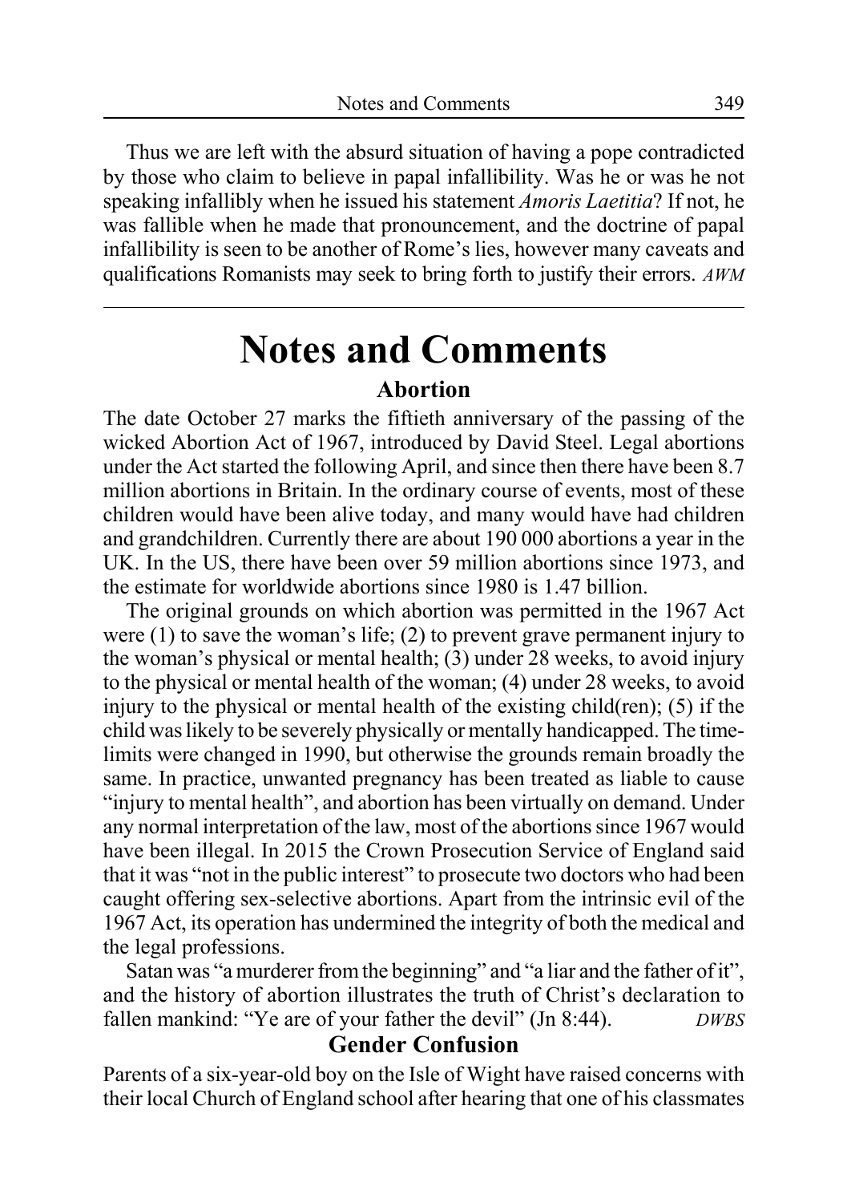Thus we are left with the absurd situation of having a pope contradicted by those who claim to believe in papal infallibility. Was he or was he not speaking infallibly when he issued his statement *Amoris Laetitia*? If not, he was fallible when he made that pronouncement, and the doctrine of papal infallibility is seen to be another of Rome's lies, however many caveats and qualifications Romanists may seek to bring forth to justify their errors. *AWM*

---

# Notes and Comments

### Abortion

The date October 27 marks the fiftieth anniversary of the passing of the wicked Abortion Act of 1967, introduced by David Steel. Legal abortions under the Act started the following April, and since then there have been 8.7 million abortions in Britain. In the ordinary course of events, most of these children would have been alive today, and many would have had children and grandchildren. Currently there are about 190 000 abortions a year in the UK. In the US, there have been over 59 million abortions since 1973, and the estimate for worldwide abortions since 1980 is 1.47 billion.

The original grounds on which abortion was permitted in the 1967 Act were (1) to save the woman's life; (2) to prevent grave permanent injury to the woman's physical or mental health; (3) under 28 weeks, to avoid injury to the physical or mental health of the woman; (4) under 28 weeks, to avoid injury to the physical or mental health of the existing child(ren); (5) if the child was likely to be severely physically or mentally handicapped. The time-limits were changed in 1990, but otherwise the grounds remain broadly the same. In practice, unwanted pregnancy has been treated as liable to cause "injury to mental health", and abortion has been virtually on demand. Under any normal interpretation of the law, most of the abortions since 1967 would have been illegal. In 2015 the Crown Prosecution Service of England said that it was "not in the public interest" to prosecute two doctors who had been caught offering sex-selective abortions. Apart from the intrinsic evil of the 1967 Act, its operation has undermined the integrity of both the medical and the legal professions.

Satan was "a murderer from the beginning" and "a liar and the father of it", and the history of abortion illustrates the truth of Christ's declaration to fallen mankind: "Ye are of your father the devil" (Jn 8:44). *DWBS*

### Gender Confusion

Parents of a six-year-old boy on the Isle of Wight have raised concerns with their local Church of England school after hearing that one of his classmates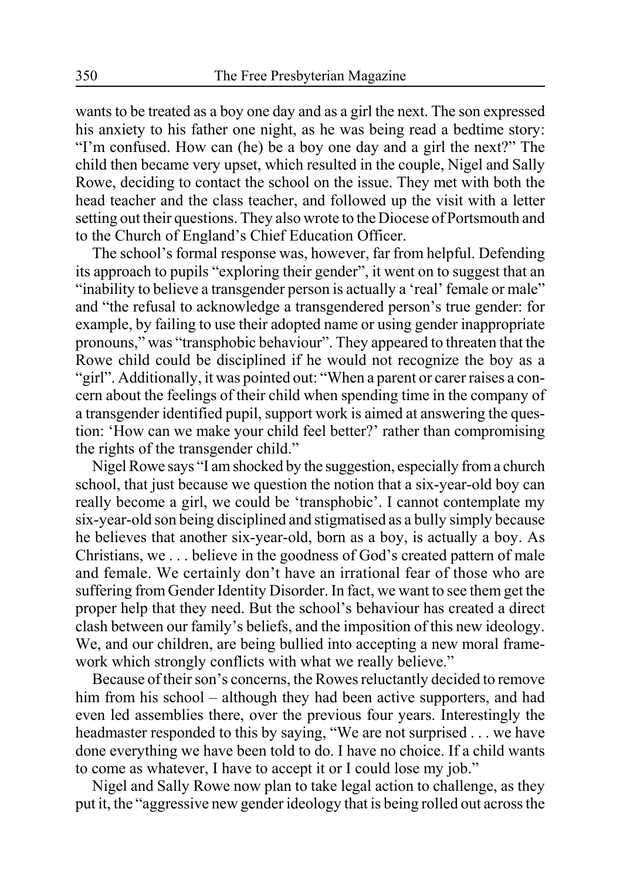wants to be treated as a boy one day and as a girl the next. The son expressed his anxiety to his father one night, as he was being read a bedtime story: "I'm confused. How can (he) be a boy one day and a girl the next?" The child then became very upset, which resulted in the couple, Nigel and Sally Rowe, deciding to contact the school on the issue. They met with both the head teacher and the class teacher, and followed up the visit with a letter setting out their questions. They also wrote to the Diocese of Portsmouth and to the Church of England's Chief Education Officer.

The school's formal response was, however, far from helpful. Defending its approach to pupils "exploring their gender", it went on to suggest that an "inability to believe a transgender person is actually a 'real' female or male" and "the refusal to acknowledge a transgendered person's true gender: for example, by failing to use their adopted name or using gender inappropriate pronouns," was "transphobic behaviour". They appeared to threaten that the Rowe child could be disciplined if he would not recognize the boy as a "girl". Additionally, it was pointed out: "When a parent or carer raises a concern about the feelings of their child when spending time in the company of a transgender identified pupil, support work is aimed at answering the question: 'How can we make your child feel better?' rather than compromising the rights of the transgender child."

Nigel Rowe says "I am shocked by the suggestion, especially from a church school, that just because we question the notion that a six-year-old boy can really become a girl, we could be 'transphobic'. I cannot contemplate my six-year-old son being disciplined and stigmatised as a bully simply because he believes that another six-year-old, born as a boy, is actually a boy. As Christians, we . . . believe in the goodness of God's created pattern of male and female. We certainly don't have an irrational fear of those who are suffering from Gender Identity Disorder. In fact, we want to see them get the proper help that they need. But the school's behaviour has created a direct clash between our family's beliefs, and the imposition of this new ideology. We, and our children, are being bullied into accepting a new moral framework which strongly conflicts with what we really believe."

Because of their son's concerns, the Rowes reluctantly decided to remove him from his school – although they had been active supporters, and had even led assemblies there, over the previous four years. Interestingly the headmaster responded to this by saying, "We are not surprised . . . we have done everything we have been told to do. I have no choice. If a child wants to come as whatever, I have to accept it or I could lose my job."

Nigel and Sally Rowe now plan to take legal action to challenge, as they put it, the "aggressive new gender ideology that is being rolled out across the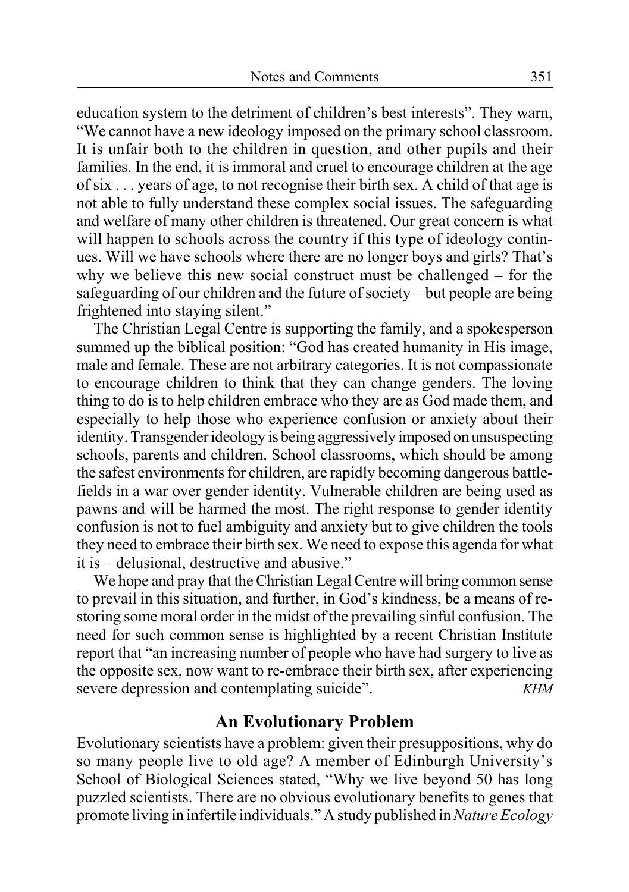education system to the detriment of children's best interests". They warn, "We cannot have a new ideology imposed on the primary school classroom. It is unfair both to the children in question, and other pupils and their families. In the end, it is immoral and cruel to encourage children at the age of six . . . years of age, to not recognise their birth sex. A child of that age is not able to fully understand these complex social issues. The safeguarding and welfare of many other children is threatened. Our great concern is what will happen to schools across the country if this type of ideology continues. Will we have schools where there are no longer boys and girls? That's why we believe this new social construct must be challenged – for the safeguarding of our children and the future of society – but people are being frightened into staying silent."

The Christian Legal Centre is supporting the family, and a spokesperson summed up the biblical position: "God has created humanity in His image, male and female. These are not arbitrary categories. It is not compassionate to encourage children to think that they can change genders. The loving thing to do is to help children embrace who they are as God made them, and especially to help those who experience confusion or anxiety about their identity. Transgender ideology is being aggressively imposed on unsuspecting schools, parents and children. School classrooms, which should be among the safest environments for children, are rapidly becoming dangerous battlefields in a war over gender identity. Vulnerable children are being used as pawns and will be harmed the most. The right response to gender identity confusion is not to fuel ambiguity and anxiety but to give children the tools they need to embrace their birth sex. We need to expose this agenda for what it is – delusional, destructive and abusive."

We hope and pray that the Christian Legal Centre will bring common sense to prevail in this situation, and further, in God's kindness, be a means of restoring some moral order in the midst of the prevailing sinful confusion. The need for such common sense is highlighted by a recent Christian Institute report that "an increasing number of people who have had surgery to live as the opposite sex, now want to re-embrace their birth sex, after experiencing severe depression and contemplating suicide". *KHM*

## An Evolutionary Problem

Evolutionary scientists have a problem: given their presuppositions, why do so many people live to old age? A member of Edinburgh University's School of Biological Sciences stated, "Why we live beyond 50 has long puzzled scientists. There are no obvious evolutionary benefits to genes that promote living in infertile individuals." A study published in *Nature Ecology*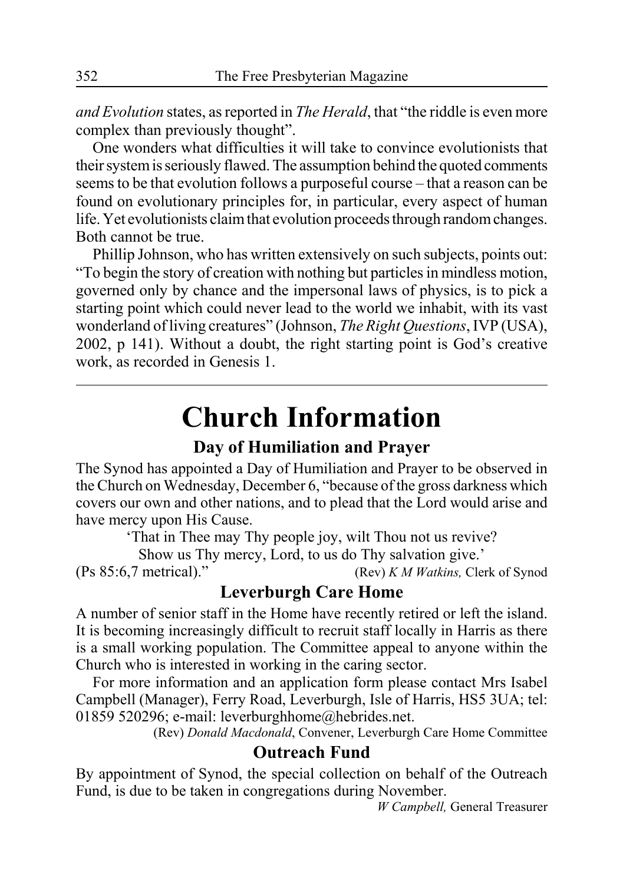*and Evolution* states, as reported in *The Herald*, that "the riddle is even more complex than previously thought".

One wonders what difficulties it will take to convince evolutionists that their system is seriously flawed. The assumption behind the quoted comments seems to be that evolution follows a purposeful course – that a reason can be found on evolutionary principles for, in particular, every aspect of human life. Yet evolutionists claim that evolution proceeds through random changes. Both cannot be true.

Phillip Johnson, who has written extensively on such subjects, points out: "To begin the story of creation with nothing but particles in mindless motion, governed only by chance and the impersonal laws of physics, is to pick a starting point which could never lead to the world we inhabit, with its vast wonderland of living creatures" (Johnson, *The Right Questions*, IVP (USA), 2002, p 141). Without a doubt, the right starting point is God's creative work, as recorded in Genesis 1.

---

# Church Information

## Day of Humiliation and Prayer

The Synod has appointed a Day of Humiliation and Prayer to be observed in the Church on Wednesday, December 6, "because of the gross darkness which covers our own and other nations, and to plead that the Lord would arise and have mercy upon His Cause.

'That in Thee may Thy people joy, wilt Thou not us revive?
Show us Thy mercy, Lord, to us do Thy salvation give.'

(Ps 85:6,7 metrical)." (Rev) *K M Watkins,* Clerk of Synod

## Leverburgh Care Home

A number of senior staff in the Home have recently retired or left the island. It is becoming increasingly difficult to recruit staff locally in Harris as there is a small working population. The Committee appeal to anyone within the Church who is interested in working in the caring sector.

For more information and an application form please contact Mrs Isabel Campbell (Manager), Ferry Road, Leverburgh, Isle of Harris, HS5 3UA; tel: 01859 520296; e-mail: leverburghhome@hebrides.net.

(Rev) *Donald Macdonald*, Convener, Leverburgh Care Home Committee

## Outreach Fund

By appointment of Synod, the special collection on behalf of the Outreach Fund, is due to be taken in congregations during November.

*W Campbell,* General Treasurer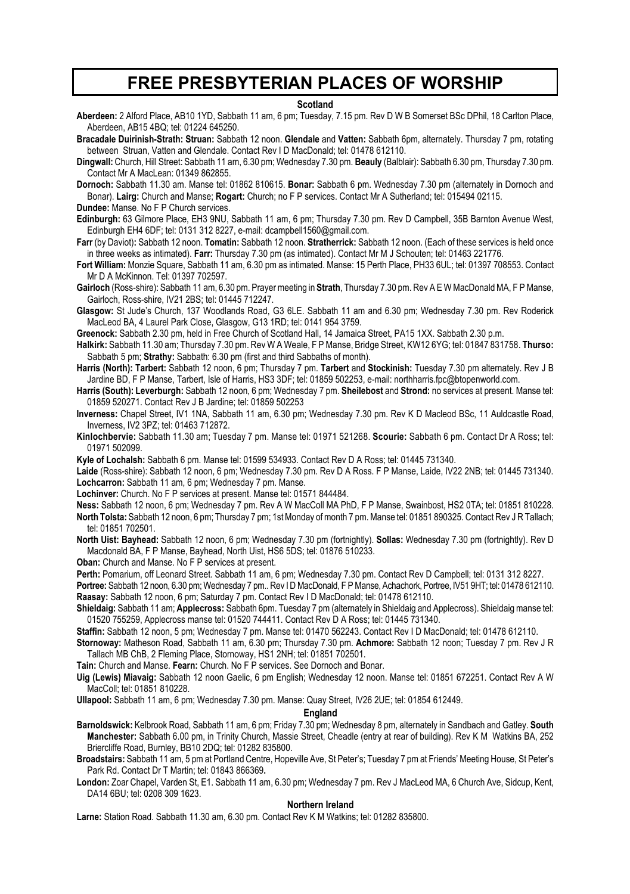# FREE PRESBYTERIAN PLACES OF WORSHIP

## Scotland

**Aberdeen:** 2 Alford Place, AB10 1YD, Sabbath 11 am, 6 pm; Tuesday, 7.15 pm. Rev D W B Somerset BSc DPhil, 18 Carlton Place, Aberdeen, AB15 4BQ; tel: 01224 645250.

**Bracadale Duirinish-Strath: Struan:** Sabbath 12 noon. **Glendale** and **Vatten:** Sabbath 6pm, alternately. Thursday 7 pm, rotating between Struan, Vatten and Glendale. Contact Rev I D MacDonald; tel: 01478 612110.

**Dingwall:** Church, Hill Street: Sabbath 11 am, 6.30 pm; Wednesday 7.30 pm. **Beauly** (Balblair): Sabbath 6.30 pm, Thursday 7.30 pm. Contact Mr A MacLean: 01349 862855.

**Dornoch:** Sabbath 11.30 am. Manse tel: 01862 810615. **Bonar:** Sabbath 6 pm. Wednesday 7.30 pm (alternately in Dornoch and Bonar). **Lairg:** Church and Manse; **Rogart:** Church; no F P services. Contact Mr A Sutherland; tel: 015494 02115.

**Dundee:** Manse. No F P Church services.

**Edinburgh:** 63 Gilmore Place, EH3 9NU, Sabbath 11 am, 6 pm; Thursday 7.30 pm. Rev D Campbell, 35B Barnton Avenue West, Edinburgh EH4 6DF; tel: 0131 312 8227, e-mail: dcampbell1560@gmail.com.

**Farr** (by Daviot)**:** Sabbath 12 noon. **Tomatin:** Sabbath 12 noon. **Stratherrick:** Sabbath 12 noon. (Each of these services is held once in three weeks as intimated). **Farr:** Thursday 7.30 pm (as intimated). Contact Mr M J Schouten; tel: 01463 221776.

**Fort William:** Monzie Square, Sabbath 11 am, 6.30 pm as intimated. Manse: 15 Perth Place, PH33 6UL; tel: 01397 708553. Contact Mr D A McKinnon. Tel: 01397 702597.

**Gairloch** (Ross-shire): Sabbath 11 am, 6.30 pm. Prayer meeting in **Strath**, Thursday 7.30 pm. Rev A E W MacDonald MA, F P Manse, Gairloch, Ross-shire, IV21 2BS; tel: 01445 712247.

**Glasgow:** St Jude's Church, 137 Woodlands Road, G3 6LE. Sabbath 11 am and 6.30 pm; Wednesday 7.30 pm. Rev Roderick MacLeod BA, 4 Laurel Park Close, Glasgow, G13 1RD; tel: 0141 954 3759.

**Greenock:** Sabbath 2.30 pm, held in Free Church of Scotland Hall, 14 Jamaica Street, PA15 1XX. Sabbath 2.30 p.m.

**Halkirk:** Sabbath 11.30 am; Thursday 7.30 pm. Rev W A Weale, F P Manse, Bridge Street, KW12 6YG; tel: 01847 831758. **Thurso:** Sabbath 5 pm; **Strathy:** Sabbath: 6.30 pm (first and third Sabbaths of month).

**Harris (North): Tarbert:** Sabbath 12 noon, 6 pm; Thursday 7 pm. **Tarbert** and **Stockinish:** Tuesday 7.30 pm alternately. Rev J B Jardine BD, F P Manse, Tarbert, Isle of Harris, HS3 3DF; tel: 01859 502253, e-mail: northharris.fpc@btopenworld.com.

**Harris (South): Leverburgh:** Sabbath 12 noon, 6 pm; Wednesday 7 pm. **Sheilebost** and **Strond:** no services at present. Manse tel: 01859 520271. Contact Rev J B Jardine; tel: 01859 502253

**Inverness:** Chapel Street, IV1 1NA, Sabbath 11 am, 6.30 pm; Wednesday 7.30 pm. Rev K D Macleod BSc, 11 Auldcastle Road, Inverness, IV2 3PZ; tel: 01463 712872.

**Kinlochbervie:** Sabbath 11.30 am; Tuesday 7 pm. Manse tel: 01971 521268. **Scourie:** Sabbath 6 pm. Contact Dr A Ross; tel: 01971 502099.

**Kyle of Lochalsh:** Sabbath 6 pm. Manse tel: 01599 534933. Contact Rev D A Ross; tel: 01445 731340.

**Laide** (Ross-shire): Sabbath 12 noon, 6 pm; Wednesday 7.30 pm. Rev D A Ross. F P Manse, Laide, IV22 2NB; tel: 01445 731340.

**Lochcarron:** Sabbath 11 am, 6 pm; Wednesday 7 pm. Manse.

**Lochinver:** Church. No F P services at present. Manse tel: 01571 844484.

**Ness:** Sabbath 12 noon, 6 pm; Wednesday 7 pm. Rev A W MacColl MA PhD, F P Manse, Swainbost, HS2 0TA; tel: 01851 810228.

**North Tolsta:** Sabbath 12 noon, 6 pm; Thursday 7 pm; 1st Monday of month 7 pm. Manse tel: 01851 890325. Contact Rev J R Tallach; tel: 01851 702501.

**North Uist: Bayhead:** Sabbath 12 noon, 6 pm; Wednesday 7.30 pm (fortnightly). **Sollas:** Wednesday 7.30 pm (fortnightly). Rev D Macdonald BA, F P Manse, Bayhead, North Uist, HS6 5DS; tel: 01876 510233.

**Oban:** Church and Manse. No F P services at present.

**Perth:** Pomarium, off Leonard Street. Sabbath 11 am, 6 pm; Wednesday 7.30 pm. Contact Rev D Campbell; tel: 0131 312 8227.

**Portree:** Sabbath 12 noon, 6.30 pm; Wednesday 7 pm.. Rev I D MacDonald, F P Manse, Achachork, Portree, IV51 9HT; tel: 01478 612110.

**Raasay:** Sabbath 12 noon, 6 pm; Saturday 7 pm. Contact Rev I D MacDonald; tel: 01478 612110.

**Shieldaig:** Sabbath 11 am; **Applecross:** Sabbath 6pm. Tuesday 7 pm (alternately in Shieldaig and Applecross). Shieldaig manse tel: 01520 755259, Applecross manse tel: 01520 744411. Contact Rev D A Ross; tel: 01445 731340.

**Staffin:** Sabbath 12 noon, 5 pm; Wednesday 7 pm. Manse tel: 01470 562243. Contact Rev I D MacDonald; tel: 01478 612110.

**Stornoway:** Matheson Road, Sabbath 11 am, 6.30 pm; Thursday 7.30 pm. **Achmore:** Sabbath 12 noon; Tuesday 7 pm. Rev J R Tallach MB ChB, 2 Fleming Place, Stornoway, HS1 2NH; tel: 01851 702501.

**Tain:** Church and Manse. **Fearn:** Church. No F P services. See Dornoch and Bonar.

**Uig (Lewis) Miavaig:** Sabbath 12 noon Gaelic, 6 pm English; Wednesday 12 noon. Manse tel: 01851 672251. Contact Rev A W MacColl; tel: 01851 810228.

**Ullapool:** Sabbath 11 am, 6 pm; Wednesday 7.30 pm. Manse: Quay Street, IV26 2UE; tel: 01854 612449.

## England

**Barnoldswick:** Kelbrook Road, Sabbath 11 am, 6 pm; Friday 7.30 pm; Wednesday 8 pm, alternately in Sandbach and Gatley. **South Manchester:** Sabbath 6.00 pm, in Trinity Church, Massie Street, Cheadle (entry at rear of building). Rev K M Watkins BA, 252 Briercliffe Road, Burnley, BB10 2DQ; tel: 01282 835800.

**Broadstairs:** Sabbath 11 am, 5 pm at Portland Centre, Hopeville Ave, St Peter's; Tuesday 7 pm at Friends' Meeting House, St Peter's Park Rd. Contact Dr T Martin; tel: 01843 866369**.**

**London:** Zoar Chapel, Varden St, E1. Sabbath 11 am, 6.30 pm; Wednesday 7 pm. Rev J MacLeod MA, 6 Church Ave, Sidcup, Kent, DA14 6BU; tel: 0208 309 1623.

## Northern Ireland

**Larne:** Station Road. Sabbath 11.30 am, 6.30 pm. Contact Rev K M Watkins; tel: 01282 835800.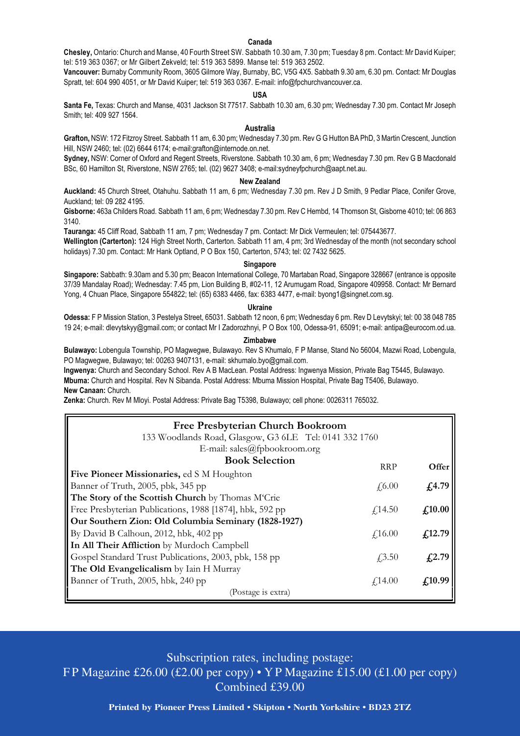### Canada

**Chesley,** Ontario: Church and Manse, 40 Fourth Street SW. Sabbath 10.30 am, 7.30 pm; Tuesday 8 pm. Contact: Mr David Kuiper; tel: 519 363 0367; or Mr Gilbert Zekveld; tel: 519 363 5899. Manse tel: 519 363 2502.

**Vancouver:** Burnaby Community Room, 3605 Gilmore Way, Burnaby, BC, V5G 4X5. Sabbath 9.30 am, 6.30 pm. Contact: Mr Douglas Spratt, tel: 604 990 4051, or Mr David Kuiper; tel: 519 363 0367. E-mail: info@fpchurchvancouver.ca.

### USA

**Santa Fe,** Texas: Church and Manse, 4031 Jackson St 77517. Sabbath 10.30 am, 6.30 pm; Wednesday 7.30 pm. Contact Mr Joseph Smith; tel: 409 927 1564.

### Australia

**Grafton,** NSW: 172 Fitzroy Street. Sabbath 11 am, 6.30 pm; Wednesday 7.30 pm. Rev G G Hutton BA PhD, 3 Martin Crescent, Junction Hill, NSW 2460; tel: (02) 6644 6174; e-mail:grafton@internode.on.net.

**Sydney,** NSW: Corner of Oxford and Regent Streets, Riverstone. Sabbath 10.30 am, 6 pm; Wednesday 7.30 pm. Rev G B Macdonald BSc, 60 Hamilton St, Riverstone, NSW 2765; tel. (02) 9627 3408; e-mail:sydneyfpchurch@aapt.net.au.

### New Zealand

**Auckland:** 45 Church Street, Otahuhu. Sabbath 11 am, 6 pm; Wednesday 7.30 pm. Rev J D Smith, 9 Pedlar Place, Conifer Grove, Auckland; tel: 09 282 4195.

**Gisborne:** 463a Childers Road. Sabbath 11 am, 6 pm; Wednesday 7.30 pm. Rev C Hembd, 14 Thomson St, Gisborne 4010; tel: 06 863 3140.

**Tauranga:** 45 Cliff Road, Sabbath 11 am, 7 pm; Wednesday 7 pm. Contact: Mr Dick Vermeulen; tel: 075443677.

**Wellington (Carterton):** 124 High Street North, Carterton. Sabbath 11 am, 4 pm; 3rd Wednesday of the month (not secondary school holidays) 7.30 pm. Contact: Mr Hank Optland, P O Box 150, Carterton, 5743; tel: 02 7432 5625.

### Singapore

**Singapore:** Sabbath: 9.30am and 5.30 pm; Beacon International College, 70 Martaban Road, Singapore 328667 (entrance is opposite 37/39 Mandalay Road); Wednesday: 7.45 pm, Lion Building B, #02-11, 12 Arumugam Road, Singapore 409958. Contact: Mr Bernard Yong, 4 Chuan Place, Singapore 554822; tel: (65) 6383 4466, fax: 6383 4477, e-mail: byong1@singnet.com.sg.

### Ukraine

**Odessa:** F P Mission Station, 3 Pestelya Street, 65031. Sabbath 12 noon, 6 pm; Wednesday 6 pm. Rev D Levytskyi; tel: 00 38 048 785 19 24; e-mail: dlevytskyy@gmail.com; or contact Mr I Zadorozhnyi, P O Box 100, Odessa-91, 65091; e-mail: antipa@eurocom.od.ua.

### Zimbabwe

**Bulawayo:** Lobengula Township, PO Magwegwe, Bulawayo. Rev S Khumalo, F P Manse, Stand No 56004, Mazwi Road, Lobengula, PO Magwegwe, Bulawayo; tel: 00263 9407131, e-mail: skhumalo.byo@gmail.com.

**Ingwenya:** Church and Secondary School. Rev A B MacLean. Postal Address: Ingwenya Mission, Private Bag T5445, Bulawayo.

**Mbuma:** Church and Hospital. Rev N Sibanda. Postal Address: Mbuma Mission Hospital, Private Bag T5406, Bulawayo.

**New Canaan:** Church.

**Zenka:** Church. Rev M Mloyi. Postal Address: Private Bag T5398, Bulawayo; cell phone: 0026311 765032.

## Free Presbyterian Church Bookroom

133 Woodlands Road, Glasgow, G3 6LE Tel: 0141 332 1760

E-mail: sales@fpbookroom.org

| Book Selection | RRP | Offer |
|---|---|---|
| **Five Pioneer Missionaries,** ed S M Houghton | | |
| Banner of Truth, 2005, pbk, 345 pp | £6.00 | **£4.79** |
| **The Story of the Scottish Church** by Thomas M'Crie | | |
| Free Presbyterian Publications, 1988 [1874], hbk, 592 pp | £14.50 | **£10.00** |
| **Our Southern Zion: Old Columbia Seminary (1828-1927)** | | |
| By David B Calhoun, 2012, hbk, 402 pp | £16.00 | **£12.79** |
| **In All Their Affliction** by Murdoch Campbell | | |
| Gospel Standard Trust Publications, 2003, pbk, 158 pp | £3.50 | **£2.79** |
| **The Old Evangelicalism** by Iain H Murray | | |
| Banner of Truth, 2005, hbk, 240 pp | £14.00 | **£10.99** |

(Postage is extra)

Subscription rates, including postage:
F P Magazine £26.00 (£2.00 per copy) • Y P Magazine £15.00 (£1.00 per copy)
Combined £39.00

**Printed by Pioneer Press Limited • Skipton • North Yorkshire • BD23 2TZ**